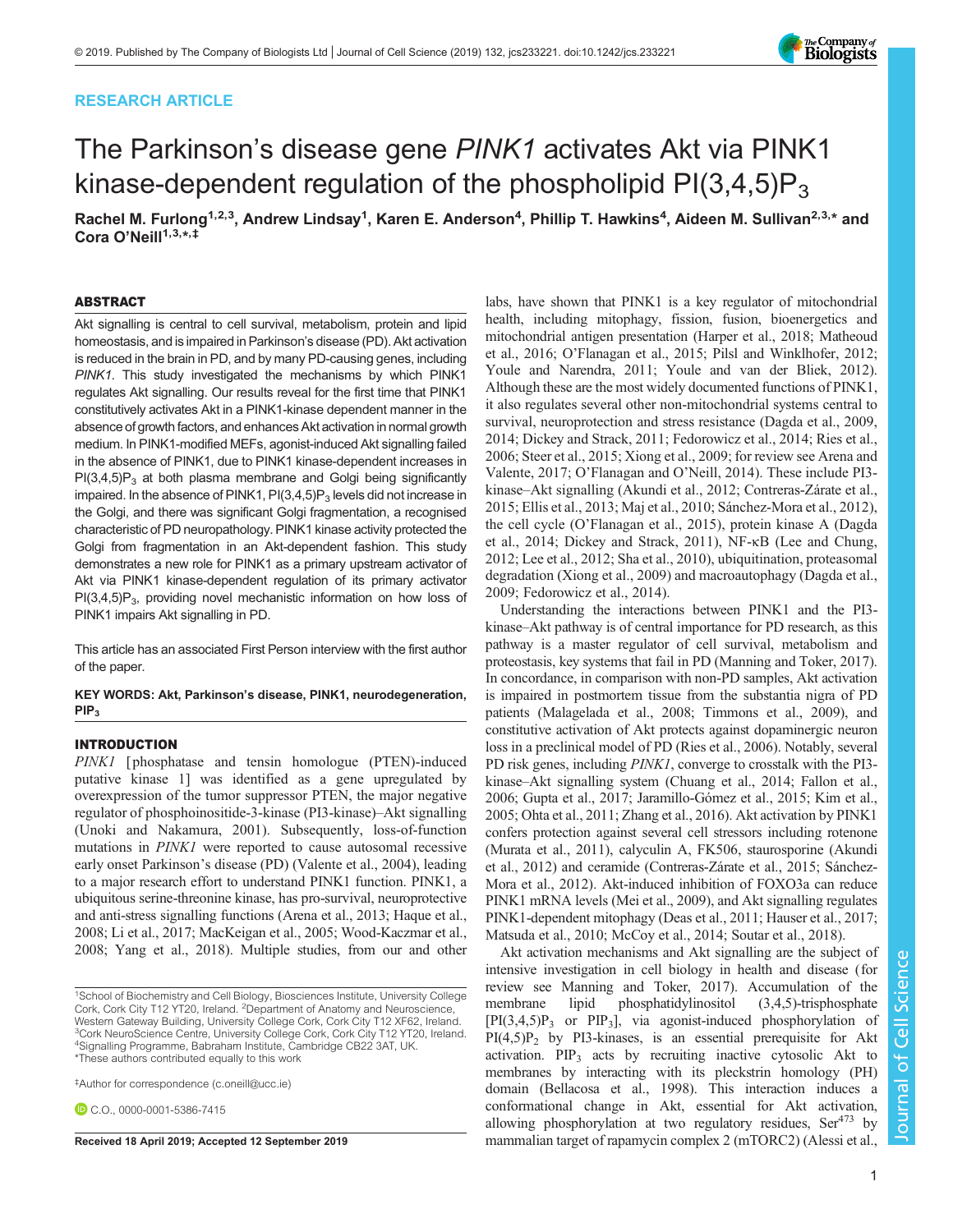RESEARCH ARTICLE

# The Parkinson's disease gene *PINK1* activates Akt via PINK1 kinase-dependent regulation of the phospholipid $PI(3,4,5)P_3$

Rachel M. Furlong[1,2,3], Andrew Lindsay[1], Karen E. Anderson[4], Phillip T. Hawkins[4], Aideen M. Sullivan[2,3,*] and Cora O'Neill[1,3,*,‡]

## ABSTRACT

Akt signalling is central to cell survival, metabolism, protein and lipid homeostasis, and is impaired in Parkinson's disease (PD). Akt activation is reduced in the brain in PD, and by many PD-causing genes, including *PINK1*. This study investigated the mechanisms by which PINK1 regulates Akt signalling. Our results reveal for the first time that PINK1 constitutively activates Akt in a PINK1-kinase dependent manner in the absence of growth factors, and enhances Akt activation in normal growth medium. In PINK1-modified MEFs, agonist-induced Akt signalling failed in the absence of PINK1, due to PINK1 kinase-dependent increases in $PI(3,4,5)P_3$ at both plasma membrane and Golgi being significantly impaired. In the absence of PINK1, $PI(3,4,5)P_3$ levels did not increase in the Golgi, and there was significant Golgi fragmentation, a recognised characteristic of PD neuropathology. PINK1 kinase activity protected the Golgi from fragmentation in an Akt-dependent fashion. This study demonstrates a new role for PINK1 as a primary upstream activator of Akt via PINK1 kinase-dependent regulation of its primary activator $PI(3,4,5)P_3$, providing novel mechanistic information on how loss of PINK1 impairs Akt signalling in PD.

This article has an associated First Person interview with the first author of the paper.

**KEY WORDS:** Akt, Parkinson's disease, PINK1, neurodegeneration, $PIP_3$

## INTRODUCTION

*PINK1* [phosphatase and tensin homologue (PTEN)-induced putative kinase 1] was identified as a gene upregulated by overexpression of the tumor suppressor PTEN, the major negative regulator of phosphoinositide-3-kinase (PI3-kinase)–Akt signalling (Unoki and Nakamura, 2001). Subsequently, loss-of-function mutations in *PINK1* were reported to cause autosomal recessive early onset Parkinson's disease (PD) (Valente et al., 2004), leading to a major research effort to understand PINK1 function. PINK1, a ubiquitous serine-threonine kinase, has pro-survival, neuroprotective and anti-stress signalling functions (Arena et al., 2013; Haque et al., 2008; Li et al., 2017; MacKeigan et al., 2005; Wood-Kaczmar et al., 2008; Yang et al., 2018). Multiple studies, from our and other labs, have shown that PINK1 is a key regulator of mitochondrial health, including mitophagy, fission, fusion, bioenergetics and mitochondrial antigen presentation (Harper et al., 2018; Matheoud et al., 2016; O'Flanagan et al., 2015; Pilsl and Winklhofer, 2012; Youle and Narendra, 2011; Youle and van der Bliek, 2012). Although these are the most widely documented functions of PINK1, it also regulates several other non-mitochondrial systems central to survival, neuroprotection and stress resistance (Dagda et al., 2009, 2014; Dickey and Strack, 2011; Fedorowicz et al., 2014; Ries et al., 2006; Steer et al., 2015; Xiong et al., 2009; for review see Arena and Valente, 2017; O'Flanagan and O'Neill, 2014). These include PI3-kinase–Akt signalling (Akundi et al., 2012; Contreras-Zárate et al., 2015; Ellis et al., 2013; Maj et al., 2010; Sánchez-Mora et al., 2012), the cell cycle (O'Flanagan et al., 2015), protein kinase A (Dagda et al., 2014; Dickey and Strack, 2011), NF-κB (Lee and Chung, 2012; Lee et al., 2012; Sha et al., 2010), ubiquitination, proteasomal degradation (Xiong et al., 2009) and macroautophagy (Dagda et al., 2009; Fedorowicz et al., 2014).

Understanding the interactions between PINK1 and the PI3-kinase–Akt pathway is of central importance for PD research, as this pathway is a master regulator of cell survival, metabolism and proteostasis, key systems that fail in PD (Manning and Toker, 2017). In concordance, in comparison with non-PD samples, Akt activation is impaired in postmortem tissue from the substantia nigra of PD patients (Malagelada et al., 2008; Timmons et al., 2009), and constitutive activation of Akt protects against dopaminergic neuron loss in a preclinical model of PD (Ries et al., 2006). Notably, several PD risk genes, including *PINK1*, converge to crosstalk with the PI3-kinase–Akt signalling system (Chuang et al., 2014; Fallon et al., 2006; Gupta et al., 2017; Jaramillo-Gómez et al., 2015; Kim et al., 2005; Ohta et al., 2011; Zhang et al., 2016). Akt activation by PINK1 confers protection against several cell stressors including rotenone (Murata et al., 2011), calyculin A, FK506, staurosporine (Akundi et al., 2012) and ceramide (Contreras-Zárate et al., 2015; Sánchez-Mora et al., 2012). Akt-induced inhibition of FOXO3a can reduce PINK1 mRNA levels (Mei et al., 2009), and Akt signalling regulates PINK1-dependent mitophagy (Deas et al., 2011; Hauser et al., 2017; Matsuda et al., 2010; McCoy et al., 2014; Soutar et al., 2018).

Akt activation mechanisms and Akt signalling are the subject of intensive investigation in cell biology in health and disease (for review see Manning and Toker, 2017). Accumulation of the membrane lipid phosphatidylinositol (3,4,5)-trisphosphate [$PI(3,4,5)P_3$ or $PIP_3$], via agonist-induced phosphorylation of $PI(4,5)P_2$ by PI3-kinases, is an essential prerequisite for Akt activation. $PIP_3$ acts by recruiting inactive cytosolic Akt to membranes by interacting with its pleckstrin homology (PH) domain (Bellacosa et al., 1998). This interaction induces a conformational change in Akt, essential for Akt activation, allowing phosphorylation at two regulatory residues, $Ser^{473}$ by mammalian target of rapamycin complex 2 (mTORC2) (Alessi et al.,

[1]School of Biochemistry and Cell Biology, Biosciences Institute, University College Cork, Cork City T12 YT20, Ireland. [2]Department of Anatomy and Neuroscience, Western Gateway Building, University College Cork, Cork City T12 XF62, Ireland. [3]Cork NeuroScience Centre, University College Cork, Cork City T12 YT20, Ireland. [4]Signalling Programme, Babraham Institute, Cambridge CB22 3AT, UK.
*These authors contributed equally to this work

‡Author for correspondence (c.oneill@ucc.ie)

C.O., 0000-0001-5386-7415

Received 18 April 2019; Accepted 12 September 2019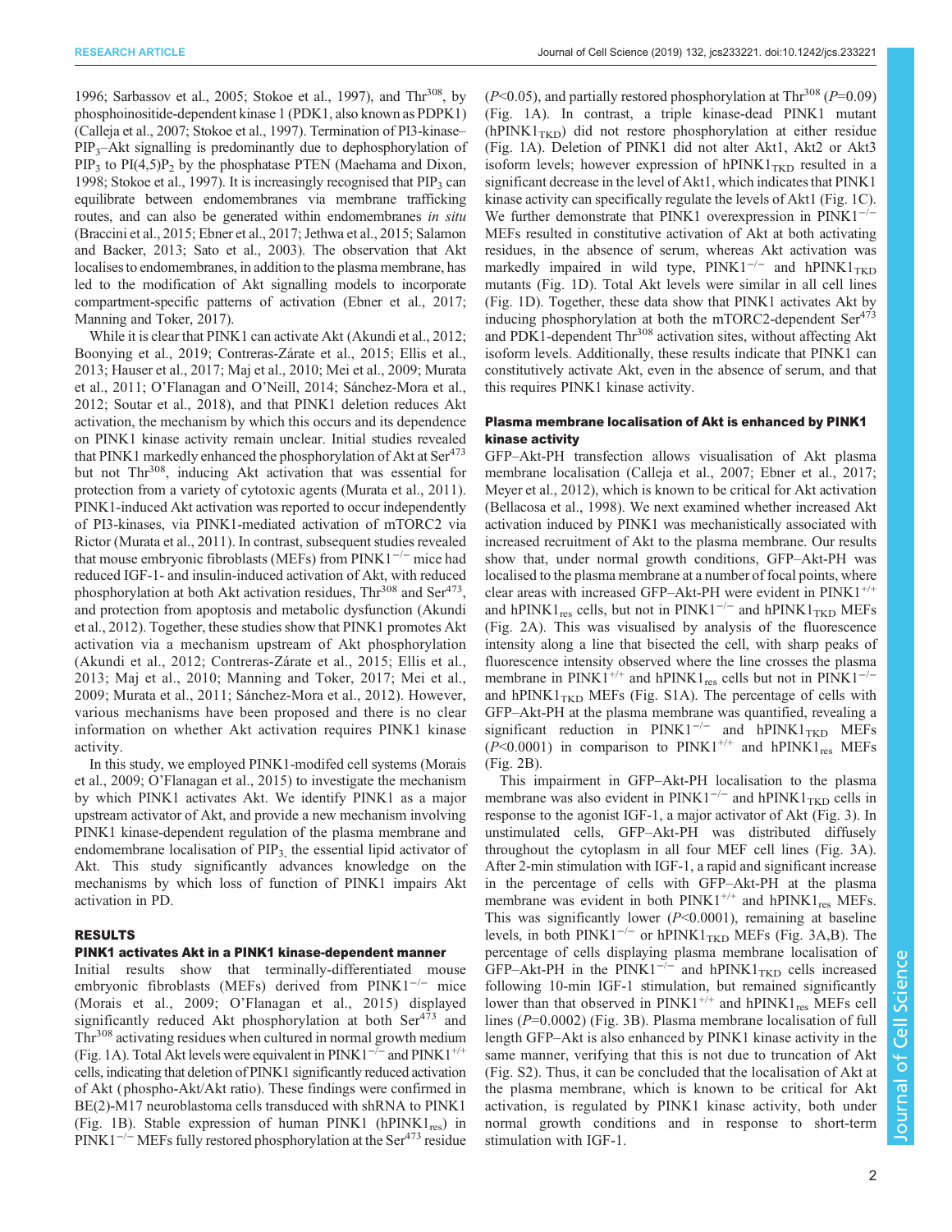1996; Sarbassov et al., 2005; Stokoe et al., 1997), and Thr$^{308}$, by phosphoinositide-dependent kinase 1 (PDK1, also known as PDPK1) (Calleja et al., 2007; Stokoe et al., 1997). Termination of PI3-kinase–$PIP_3$–Akt signalling is predominantly due to dephosphorylation of $PIP_3$ to $PI(4,5)P_2$ by the phosphatase PTEN (Maehama and Dixon, 1998; Stokoe et al., 1997). It is increasingly recognised that $PIP_3$ can equilibrate between endomembranes via membrane trafficking routes, and can also be generated within endomembranes *in situ* (Braccini et al., 2015; Ebner et al., 2017; Jethwa et al., 2015; Salamon and Backer, 2013; Sato et al., 2003). The observation that Akt localises to endomembranes, in addition to the plasma membrane, has led to the modification of Akt signalling models to incorporate compartment-specific patterns of activation (Ebner et al., 2017; Manning and Toker, 2017).

While it is clear that PINK1 can activate Akt (Akundi et al., 2012; Boonying et al., 2019; Contreras-Zárate et al., 2015; Ellis et al., 2013; Hauser et al., 2017; Maj et al., 2010; Mei et al., 2009; Murata et al., 2011; O'Flanagan and O'Neill, 2014; Sánchez-Mora et al., 2012; Soutar et al., 2018), and that PINK1 deletion reduces Akt activation, the mechanism by which this occurs and its dependence on PINK1 kinase activity remain unclear. Initial studies revealed that PINK1 markedly enhanced the phosphorylation of Akt at Ser$^{473}$ but not Thr$^{308}$, inducing Akt activation that was essential for protection from a variety of cytotoxic agents (Murata et al., 2011). PINK1-induced Akt activation was reported to occur independently of PI3-kinases, via PINK1-mediated activation of mTORC2 via Rictor (Murata et al., 2011). In contrast, subsequent studies revealed that mouse embryonic fibroblasts (MEFs) from PINK1$^{-/-}$ mice had reduced IGF-1- and insulin-induced activation of Akt, with reduced phosphorylation at both Akt activation residues, Thr$^{308}$ and Ser$^{473}$, and protection from apoptosis and metabolic dysfunction (Akundi et al., 2012). Together, these studies show that PINK1 promotes Akt activation via a mechanism upstream of Akt phosphorylation (Akundi et al., 2012; Contreras-Zárate et al., 2015; Ellis et al., 2013; Maj et al., 2010; Manning and Toker, 2017; Mei et al., 2009; Murata et al., 2011; Sánchez-Mora et al., 2012). However, various mechanisms have been proposed and there is no clear information on whether Akt activation requires PINK1 kinase activity.

In this study, we employed PINK1-modifed cell systems (Morais et al., 2009; O'Flanagan et al., 2015) to investigate the mechanism by which PINK1 activates Akt. We identify PINK1 as a major upstream activator of Akt, and provide a new mechanism involving PINK1 kinase-dependent regulation of the plasma membrane and endomembrane localisation of $PIP_3$, the essential lipid activator of Akt. This study significantly advances knowledge on the mechanisms by which loss of function of PINK1 impairs Akt activation in PD.

## RESULTS

### PINK1 activates Akt in a PINK1 kinase-dependent manner

Initial results show that terminally-differentiated mouse embryonic fibroblasts (MEFs) derived from PINK1$^{-/-}$ mice (Morais et al., 2009; O'Flanagan et al., 2015) displayed significantly reduced Akt phosphorylation at both Ser$^{473}$ and Thr$^{308}$ activating residues when cultured in normal growth medium (Fig. 1A). Total Akt levels were equivalent in PINK1$^{-/-}$ and PINK1$^{+/+}$ cells, indicating that deletion of PINK1 significantly reduced activation of Akt (phospho-Akt/Akt ratio). These findings were confirmed in BE(2)-M17 neuroblastoma cells transduced with shRNA to PINK1 (Fig. 1B). Stable expression of human PINK1 (hPINK1$_{res}$) in PINK1$^{-/-}$ MEFs fully restored phosphorylation at the Ser$^{473}$ residue ($P$<0.05), and partially restored phosphorylation at Thr$^{308}$ ($P$=0.09) (Fig. 1A). In contrast, a triple kinase-dead PINK1 mutant (hPINK1$_{TKD}$) did not restore phosphorylation at either residue (Fig. 1A). Deletion of PINK1 did not alter Akt1, Akt2 or Akt3 isoform levels; however expression of hPINK1$_{TKD}$ resulted in a significant decrease in the level of Akt1, which indicates that PINK1 kinase activity can specifically regulate the levels of Akt1 (Fig. 1C). We further demonstrate that PINK1 overexpression in PINK1$^{-/-}$ MEFs resulted in constitutive activation of Akt at both activating residues, in the absence of serum, whereas Akt activation was markedly impaired in wild type, PINK1$^{-/-}$ and hPINK1$_{TKD}$ mutants (Fig. 1D). Total Akt levels were similar in all cell lines (Fig. 1D). Together, these data show that PINK1 activates Akt by inducing phosphorylation at both the mTORC2-dependent Ser$^{473}$ and PDK1-dependent Thr$^{308}$ activation sites, without affecting Akt isoform levels. Additionally, these results indicate that PINK1 can constitutively activate Akt, even in the absence of serum, and that this requires PINK1 kinase activity.

### Plasma membrane localisation of Akt is enhanced by PINK1 kinase activity

GFP–Akt-PH transfection allows visualisation of Akt plasma membrane localisation (Calleja et al., 2007; Ebner et al., 2017; Meyer et al., 2012), which is known to be critical for Akt activation (Bellacosa et al., 1998). We next examined whether increased Akt activation induced by PINK1 was mechanistically associated with increased recruitment of Akt to the plasma membrane. Our results show that, under normal growth conditions, GFP–Akt-PH was localised to the plasma membrane at a number of focal points, where clear areas with increased GFP–Akt-PH were evident in PINK1$^{+/+}$ and hPINK1$_{res}$ cells, but not in PINK1$^{-/-}$ and hPINK1$_{TKD}$ MEFs (Fig. 2A). This was visualised by analysis of the fluorescence intensity along a line that bisected the cell, with sharp peaks of fluorescence intensity observed where the line crosses the plasma membrane in PINK1$^{+/+}$ and hPINK1$_{res}$ cells but not in PINK1$^{-/-}$ and hPINK1$_{TKD}$ MEFs (Fig. S1A). The percentage of cells with GFP–Akt-PH at the plasma membrane was quantified, revealing a significant reduction in PINK1$^{-/-}$ and hPINK1$_{TKD}$ MEFs ($P$<0.0001) in comparison to PINK1$^{+/+}$ and hPINK1$_{res}$ MEFs (Fig. 2B).

This impairment in GFP–Akt-PH localisation to the plasma membrane was also evident in PINK1$^{-/-}$ and hPINK1$_{TKD}$ cells in response to the agonist IGF-1, a major activator of Akt (Fig. 3). In unstimulated cells, GFP–Akt-PH was distributed diffusely throughout the cytoplasm in all four MEF cell lines (Fig. 3A). After 2-min stimulation with IGF-1, a rapid and significant increase in the percentage of cells with GFP–Akt-PH at the plasma membrane was evident in both PINK1$^{+/+}$ and hPINK1$_{res}$ MEFs. This was significantly lower ($P$<0.0001), remaining at baseline levels, in both PINK1$^{-/-}$ or hPINK1$_{TKD}$ MEFs (Fig. 3A,B). The percentage of cells displaying plasma membrane localisation of GFP–Akt-PH in the PINK1$^{-/-}$ and hPINK1$_{TKD}$ cells increased following 10-min IGF-1 stimulation, but remained significantly lower than that observed in PINK1$^{+/+}$ and hPINK1$_{res}$ MEFs cell lines ($P$=0.0002) (Fig. 3B). Plasma membrane localisation of full length GFP–Akt is also enhanced by PINK1 kinase activity in the same manner, verifying that this is not due to truncation of Akt (Fig. S2). Thus, it can be concluded that the localisation of Akt at the plasma membrane, which is known to be critical for Akt activation, is regulated by PINK1 kinase activity, both under normal growth conditions and in response to short-term stimulation with IGF-1.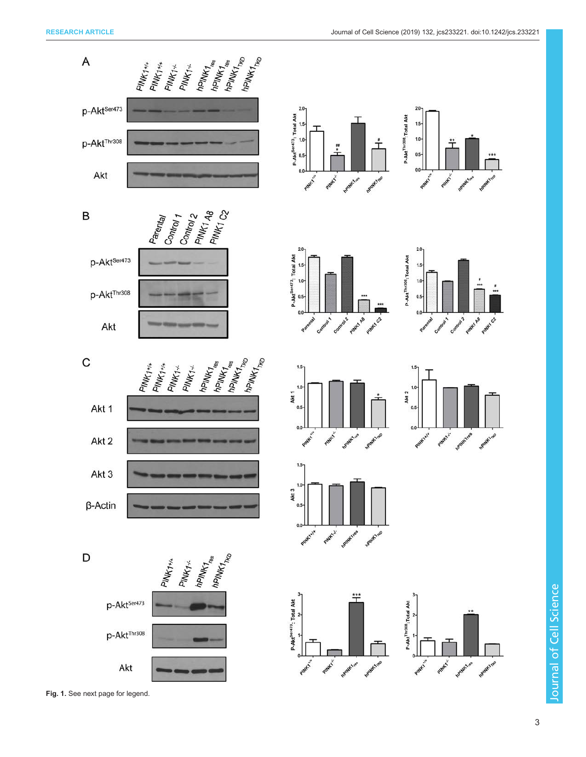Fig. 1. See next page for legend.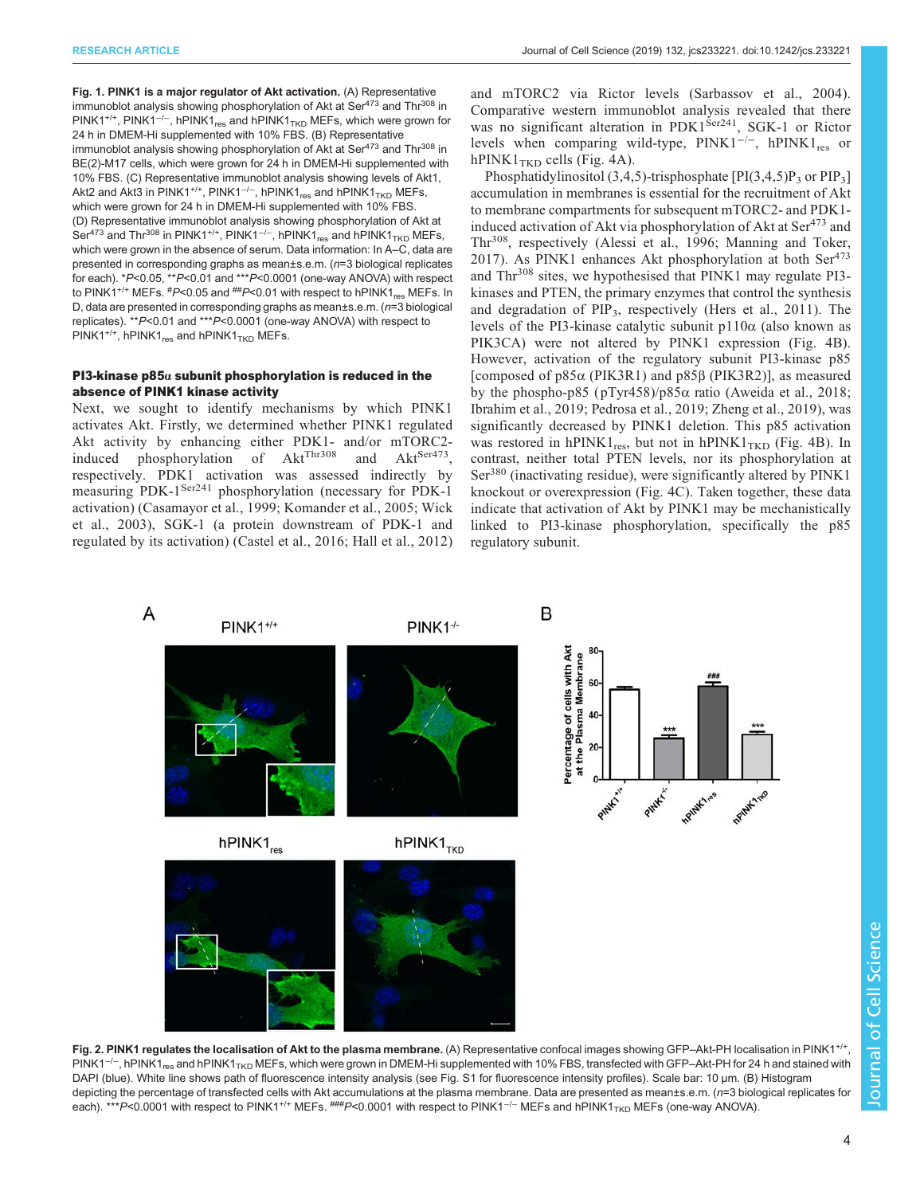**Fig. 1. PINK1 is a major regulator of Akt activation.** (A) Representative immunoblot analysis showing phosphorylation of Akt at $Ser^{473}$ and $Thr^{308}$ in $PINK1^{+/+}$, $PINK1^{-/-}$, $hPINK1_{res}$ and $hPINK1_{TKD}$ MEFs, which were grown for 24 h in DMEM-Hi supplemented with 10% FBS. (B) Representative immunoblot analysis showing phosphorylation of Akt at $Ser^{473}$ and $Thr^{308}$ in BE(2)-M17 cells, which were grown for 24 h in DMEM-Hi supplemented with 10% FBS. (C) Representative immunoblot analysis showing levels of Akt1, Akt2 and Akt3 in $PINK1^{+/+}$, $PINK1^{-/-}$, $hPINK1_{res}$ and $hPINK1_{TKD}$ MEFs, which were grown for 24 h in DMEM-Hi supplemented with 10% FBS. (D) Representative immunoblot analysis showing phosphorylation of Akt at $Ser^{473}$ and $Thr^{308}$ in $PINK1^{+/+}$, $PINK1^{-/-}$, $hPINK1_{res}$ and $hPINK1_{TKD}$ MEFs, which were grown in the absence of serum. Data information: In A–C, data are presented in corresponding graphs as mean±s.e.m. (*n*=3 biological replicates for each). \**P*<0.05, \*\**P*<0.01 and \*\*\**P*<0.0001 (one-way ANOVA) with respect to $PINK1^{+/+}$ MEFs. #*P*<0.05 and ##*P*<0.01 with respect to $hPINK1_{res}$ MEFs. In D, data are presented in corresponding graphs as mean±s.e.m. (*n*=3 biological replicates). \*\**P*<0.01 and \*\*\**P*<0.0001 (one-way ANOVA) with respect to $PINK1^{+/+}$, $hPINK1_{res}$ and $hPINK1_{TKD}$ MEFs.

## PI3-kinase p85α subunit phosphorylation is reduced in the absence of PINK1 kinase activity

Next, we sought to identify mechanisms by which PINK1 activates Akt. Firstly, we determined whether PINK1 regulated Akt activity by enhancing either PDK1- and/or mTORC2-induced phosphorylation of $Akt^{Thr308}$ and $Akt^{Ser473}$, respectively. PDK1 activation was assessed indirectly by measuring $PDK\text{-}1^{Ser241}$ phosphorylation (necessary for PDK-1 activation) (Casamayor et al., 1999; Komander et al., 2005; Wick et al., 2003), SGK-1 (a protein downstream of PDK-1 and regulated by its activation) (Castel et al., 2016; Hall et al., 2012) and mTORC2 via Rictor levels (Sarbassov et al., 2004). Comparative western immunoblot analysis revealed that there was no significant alteration in $PDK1^{Ser241}$, SGK-1 or Rictor levels when comparing wild-type, $PINK1^{-/-}$, $hPINK1_{res}$ or $hPINK1_{TKD}$ cells (Fig. 4A).

Phosphatidylinositol (3,4,5)-trisphosphate [$PI(3,4,5)P_3$ or $PIP_3$] accumulation in membranes is essential for the recruitment of Akt to membrane compartments for subsequent mTORC2- and PDK1-induced activation of Akt via phosphorylation of Akt at $Ser^{473}$ and $Thr^{308}$, respectively (Alessi et al., 1996; Manning and Toker, 2017). As PINK1 enhances Akt phosphorylation at both $Ser^{473}$ and $Thr^{308}$ sites, we hypothesised that PINK1 may regulate PI3-kinases and PTEN, the primary enzymes that control the synthesis and degradation of $PIP_3$, respectively (Hers et al., 2011). The levels of the PI3-kinase catalytic subunit p110α (also known as PIK3CA) were not altered by PINK1 expression (Fig. 4B). However, activation of the regulatory subunit PI3-kinase p85 [composed of p85α (PIK3R1) and p85β (PIK3R2)], as measured by the phospho-p85 (pTyr458)/p85α ratio (Aweida et al., 2018; Ibrahim et al., 2019; Pedrosa et al., 2019; Zheng et al., 2019), was significantly decreased by PINK1 deletion. This p85 activation was restored in $hPINK1_{res}$, but not in $hPINK1_{TKD}$ (Fig. 4B). In contrast, neither total PTEN levels, nor its phosphorylation at $Ser^{380}$ (inactivating residue), were significantly altered by PINK1 knockout or overexpression (Fig. 4C). Taken together, these data indicate that activation of Akt by PINK1 may be mechanistically linked to PI3-kinase phosphorylation, specifically the p85 regulatory subunit.

**Fig. 2. PINK1 regulates the localisation of Akt to the plasma membrane.** (A) Representative confocal images showing GFP–Akt-PH localisation in $PINK1^{+/+}$, $PINK1^{-/-}$, $hPINK1_{res}$ and $hPINK1_{TKD}$ MEFs, which were grown in DMEM-Hi supplemented with 10% FBS, transfected with GFP–Akt-PH for 24 h and stained with DAPI (blue). White line shows path of fluorescence intensity analysis (see Fig. S1 for fluorescence intensity profiles). Scale bar: 10 µm. (B) Histogram depicting the percentage of transfected cells with Akt accumulations at the plasma membrane. Data are presented as mean±s.e.m. (*n*=3 biological replicates for each). \*\*\**P*<0.0001 with respect to $PINK1^{+/+}$ MEFs. ###*P*<0.0001 with respect to $PINK1^{-/-}$ MEFs and $hPINK1_{TKD}$ MEFs (one-way ANOVA).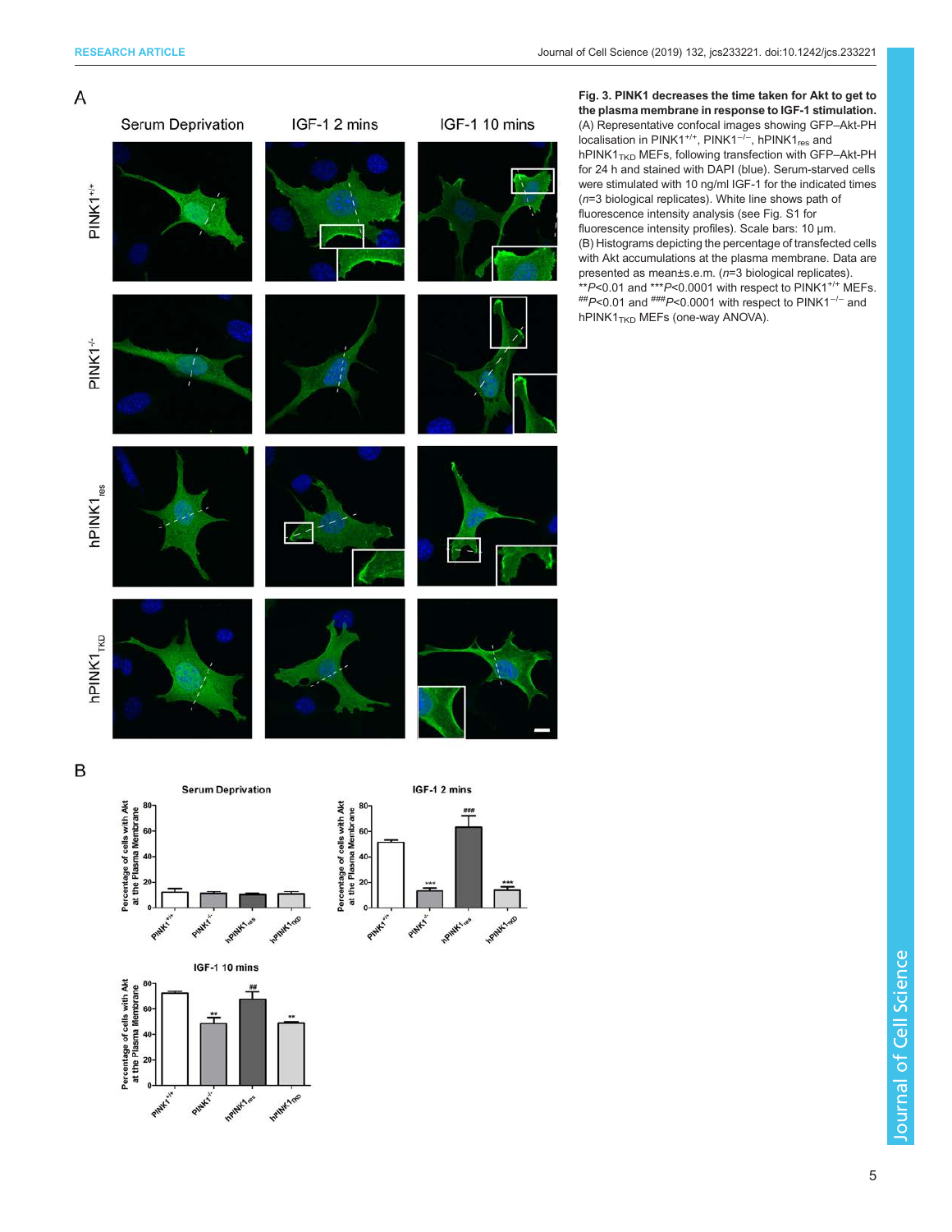**Fig. 3. PINK1 decreases the time taken for Akt to get to the plasma membrane in response to IGF-1 stimulation.** (A) Representative confocal images showing GFP–Akt-PH localisation in $PINK1^{+/+}$, $PINK1^{-/-}$, $hPINK1_{res}$ and $hPINK1_{TKD}$ MEFs, following transfection with GFP–Akt-PH for 24 h and stained with DAPI (blue). Serum-starved cells were stimulated with 10 ng/ml IGF-1 for the indicated times ($n$=3 biological replicates). White line shows path of fluorescence intensity analysis (see Fig. S1 for fluorescence intensity profiles). Scale bars: 10 µm. (B) Histograms depicting the percentage of transfected cells with Akt accumulations at the plasma membrane. Data are presented as mean±s.e.m. ($n$=3 biological replicates). **$P$<0.01 and ***$P$<0.0001 with respect to $PINK1^{+/+}$ MEFs. ##$P$<0.01 and ###$P$<0.0001 with respect to $PINK1^{-/-}$ and $hPINK1_{TKD}$ MEFs (one-way ANOVA).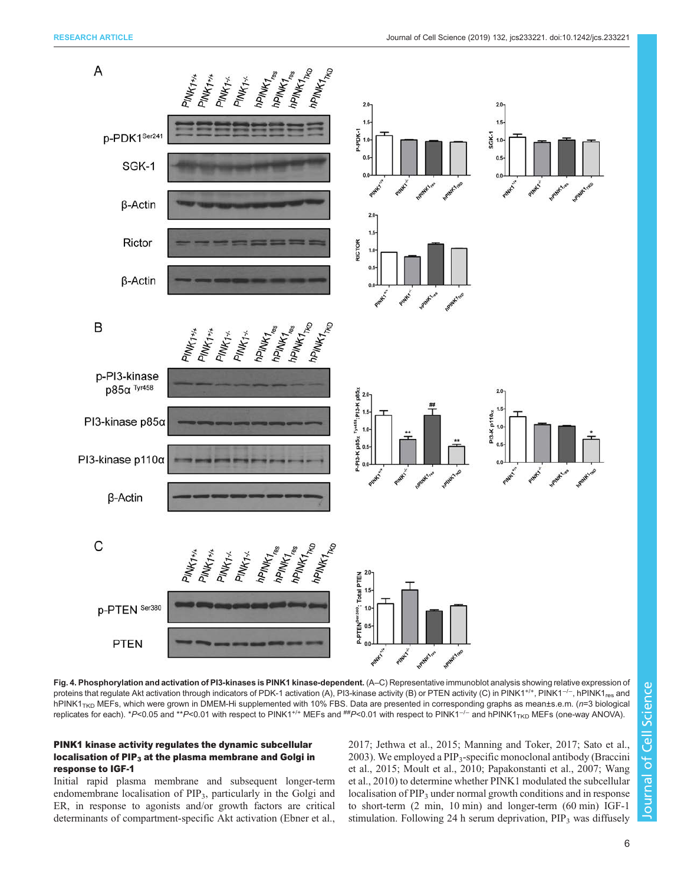**Fig. 4. Phosphorylation and activation of PI3-kinases is PINK1 kinase-dependent.** (A–C) Representative immunoblot analysis showing relative expression of proteins that regulate Akt activation through indicators of PDK-1 activation (A), PI3-kinase activity (B) or PTEN activity (C) in PINK1$^{+/+}$, PINK1$^{-/-}$, hPINK1$_{res}$ and hPINK1$_{TKD}$ MEFs, which were grown in DMEM-Hi supplemented with 10% FBS. Data are presented in corresponding graphs as mean±s.e.m. ($n$=3 biological replicates for each). *$P$<0.05 and **$P$<0.01 with respect to PINK1$^{+/+}$ MEFs and $^{\#\#}P$<0.01 with respect to PINK1$^{-/-}$ and hPINK1$_{TKD}$ MEFs (one-way ANOVA).

### PINK1 kinase activity regulates the dynamic subcellular localisation of PIP$_3$ at the plasma membrane and Golgi in response to IGF-1

Initial rapid plasma membrane and subsequent longer-term endomembrane localisation of PIP$_3$, particularly in the Golgi and ER, in response to agonists and/or growth factors are critical determinants of compartment-specific Akt activation (Ebner et al., 2017; Jethwa et al., 2015; Manning and Toker, 2017; Sato et al., 2003). We employed a PIP$_3$-specific monoclonal antibody (Braccini et al., 2015; Moult et al., 2010; Papakonstanti et al., 2007; Wang et al., 2010) to determine whether PINK1 modulated the subcellular localisation of PIP$_3$ under normal growth conditions and in response to short-term (2 min, 10 min) and longer-term (60 min) IGF-1 stimulation. Following 24 h serum deprivation, PIP$_3$ was diffusely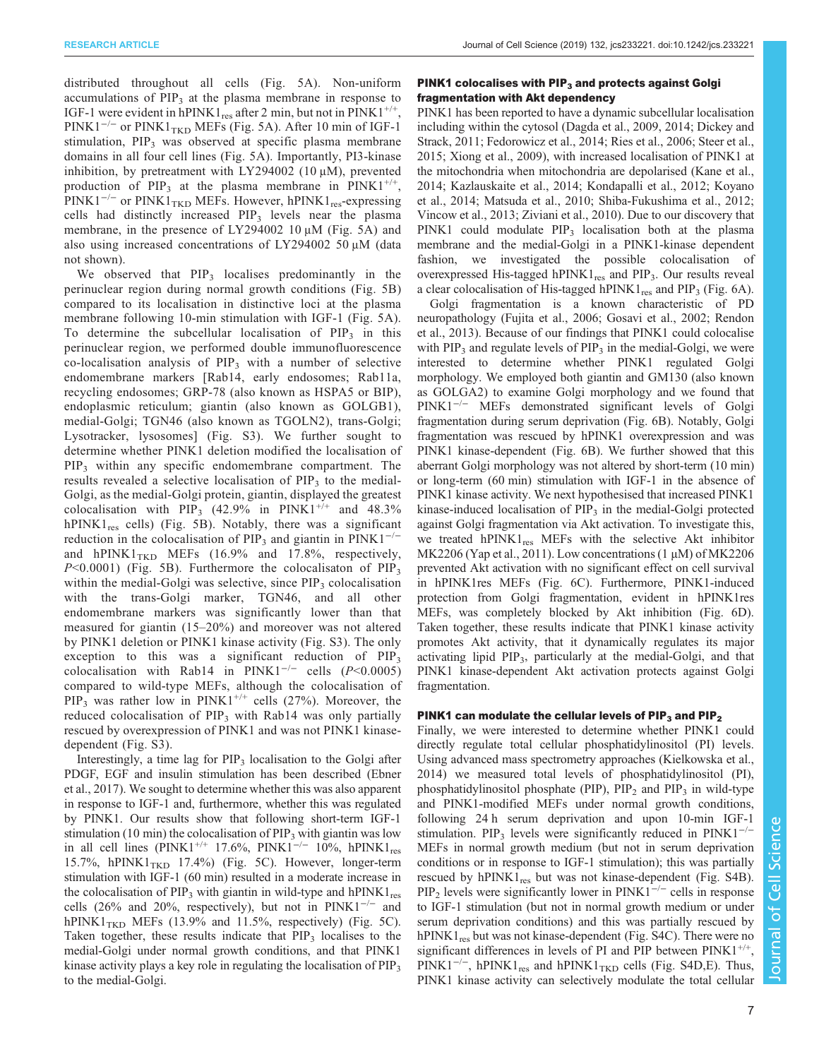distributed throughout all cells (Fig. 5A). Non-uniform accumulations of $PIP_3$ at the plasma membrane in response to IGF-1 were evident in $hPINK1_{res}$ after 2 min, but not in $PINK1^{+/+}$, $PINK1^{-/-}$ or $PINK1_{TKD}$ MEFs (Fig. 5A). After 10 min of IGF-1 stimulation, $PIP_3$ was observed at specific plasma membrane domains in all four cell lines (Fig. 5A). Importantly, PI3-kinase inhibition, by pretreatment with LY294002 (10 µM), prevented production of $PIP_3$ at the plasma membrane in $PINK1^{+/+}$, $PINK1^{-/-}$ or $PINK1_{TKD}$ MEFs. However, $hPINK1_{res}$-expressing cells had distinctly increased $PIP_3$ levels near the plasma membrane, in the presence of LY294002 10 µM (Fig. 5A) and also using increased concentrations of LY294002 50 µM (data not shown).

We observed that $PIP_3$ localises predominantly in the perinuclear region during normal growth conditions (Fig. 5B) compared to its localisation in distinctive loci at the plasma membrane following 10-min stimulation with IGF-1 (Fig. 5A). To determine the subcellular localisation of $PIP_3$ in this perinuclear region, we performed double immunofluorescence co-localisation analysis of $PIP_3$ with a number of selective endomembrane markers [Rab14, early endosomes; Rab11a, recycling endosomes; GRP-78 (also known as HSPA5 or BIP), endoplasmic reticulum; giantin (also known as GOLGB1), medial-Golgi; TGN46 (also known as TGOLN2), trans-Golgi; Lysotracker, lysosomes] (Fig. S3). We further sought to determine whether PINK1 deletion modified the localisation of $PIP_3$ within any specific endomembrane compartment. The results revealed a selective localisation of $PIP_3$ to the medial-Golgi, as the medial-Golgi protein, giantin, displayed the greatest colocalisation with $PIP_3$ (42.9% in $PINK1^{+/+}$ and 48.3% $hPINK1_{res}$ cells) (Fig. 5B). Notably, there was a significant reduction in the colocalisation of $PIP_3$ and giantin in $PINK1^{-/-}$ and $hPINK1_{TKD}$ MEFs (16.9% and 17.8%, respectively, $P<0.0001$) (Fig. 5B). Furthermore the colocalisaton of $PIP_3$ within the medial-Golgi was selective, since $PIP_3$ colocalisation with the trans-Golgi marker, TGN46, and all other endomembrane markers was significantly lower than that measured for giantin (15–20%) and moreover was not altered by PINK1 deletion or PINK1 kinase activity (Fig. S3). The only exception to this was a significant reduction of $PIP_3$ colocalisation with Rab14 in $PINK1^{-/-}$ cells ($P<0.0005$) compared to wild-type MEFs, although the colocalisation of $PIP_3$ was rather low in $PINK1^{+/+}$ cells (27%). Moreover, the reduced colocalisation of $PIP_3$ with Rab14 was only partially rescued by overexpression of PINK1 and was not PINK1 kinase-dependent (Fig. S3).

Interestingly, a time lag for $PIP_3$ localisation to the Golgi after PDGF, EGF and insulin stimulation has been described (Ebner et al., 2017). We sought to determine whether this was also apparent in response to IGF-1 and, furthermore, whether this was regulated by PINK1. Our results show that following short-term IGF-1 stimulation (10 min) the colocalisation of $PIP_3$ with giantin was low in all cell lines ($PINK1^{+/+}$ 17.6%, $PINK1^{-/-}$ 10%, $hPINK1_{res}$ 15.7%, $hPINK1_{TKD}$ 17.4%) (Fig. 5C). However, longer-term stimulation with IGF-1 (60 min) resulted in a moderate increase in the colocalisation of $PIP_3$ with giantin in wild-type and $hPINK1_{res}$ cells (26% and 20%, respectively), but not in $PINK1^{-/-}$ and $hPINK1_{TKD}$ MEFs (13.9% and 11.5%, respectively) (Fig. 5C). Taken together, these results indicate that $PIP_3$ localises to the medial-Golgi under normal growth conditions, and that PINK1 kinase activity plays a key role in regulating the localisation of $PIP_3$ to the medial-Golgi.

## PINK1 colocalises with $PIP_3$ and protects against Golgi fragmentation with Akt dependency

PINK1 has been reported to have a dynamic subcellular localisation including within the cytosol (Dagda et al., 2009, 2014; Dickey and Strack, 2011; Fedorowicz et al., 2014; Ries et al., 2006; Steer et al., 2015; Xiong et al., 2009), with increased localisation of PINK1 at the mitochondria when mitochondria are depolarised (Kane et al., 2014; Kazlauskaite et al., 2014; Kondapalli et al., 2012; Koyano et al., 2014; Matsuda et al., 2010; Shiba-Fukushima et al., 2012; Vincow et al., 2013; Ziviani et al., 2010). Due to our discovery that PINK1 could modulate $PIP_3$ localisation both at the plasma membrane and the medial-Golgi in a PINK1-kinase dependent fashion, we investigated the possible colocalisation of overexpressed His-tagged $hPINK1_{res}$ and $PIP_3$. Our results reveal a clear colocalisation of His-tagged $hPINK1_{res}$ and $PIP_3$ (Fig. 6A).

Golgi fragmentation is a known characteristic of PD neuropathology (Fujita et al., 2006; Gosavi et al., 2002; Rendon et al., 2013). Because of our findings that PINK1 could colocalise with $PIP_3$ and regulate levels of $PIP_3$ in the medial-Golgi, we were interested to determine whether PINK1 regulated Golgi morphology. We employed both giantin and GM130 (also known as GOLGA2) to examine Golgi morphology and we found that $PINK1^{-/-}$ MEFs demonstrated significant levels of Golgi fragmentation during serum deprivation (Fig. 6B). Notably, Golgi fragmentation was rescued by hPINK1 overexpression and was PINK1 kinase-dependent (Fig. 6B). We further showed that this aberrant Golgi morphology was not altered by short-term (10 min) or long-term (60 min) stimulation with IGF-1 in the absence of PINK1 kinase activity. We next hypothesised that increased PINK1 kinase-induced localisation of $PIP_3$ in the medial-Golgi protected against Golgi fragmentation via Akt activation. To investigate this, we treated $hPINK1_{res}$ MEFs with the selective Akt inhibitor MK2206 (Yap et al., 2011). Low concentrations (1 µM) of MK2206 prevented Akt activation with no significant effect on cell survival in hPINK1res MEFs (Fig. 6C). Furthermore, PINK1-induced protection from Golgi fragmentation, evident in hPINK1res MEFs, was completely blocked by Akt inhibition (Fig. 6D). Taken together, these results indicate that PINK1 kinase activity promotes Akt activity, that it dynamically regulates its major activating lipid $PIP_3$, particularly at the medial-Golgi, and that PINK1 kinase-dependent Akt activation protects against Golgi fragmentation.

## PINK1 can modulate the cellular levels of $PIP_3$ and $PIP_2$

Finally, we were interested to determine whether PINK1 could directly regulate total cellular phosphatidylinositol (PI) levels. Using advanced mass spectrometry approaches (Kielkowska et al., 2014) we measured total levels of phosphatidylinositol (PI), phosphatidylinositol phosphate (PIP), $PIP_2$ and $PIP_3$ in wild-type and PINK1-modified MEFs under normal growth conditions, following 24 h serum deprivation and upon 10-min IGF-1 stimulation. $PIP_3$ levels were significantly reduced in $PINK1^{-/-}$ MEFs in normal growth medium (but not in serum deprivation conditions or in response to IGF-1 stimulation); this was partially rescued by $hPINK1_{res}$ but was not kinase-dependent (Fig. S4B). $PIP_2$ levels were significantly lower in $PINK1^{-/-}$ cells in response to IGF-1 stimulation (but not in normal growth medium or under serum deprivation conditions) and this was partially rescued by $hPINK1_{res}$ but was not kinase-dependent (Fig. S4C). There were no significant differences in levels of PI and PIP between $PINK1^{+/+}$, $PINK1^{-/-}$, $hPINK1_{res}$ and $hPINK1_{TKD}$ cells (Fig. S4D,E). Thus, PINK1 kinase activity can selectively modulate the total cellular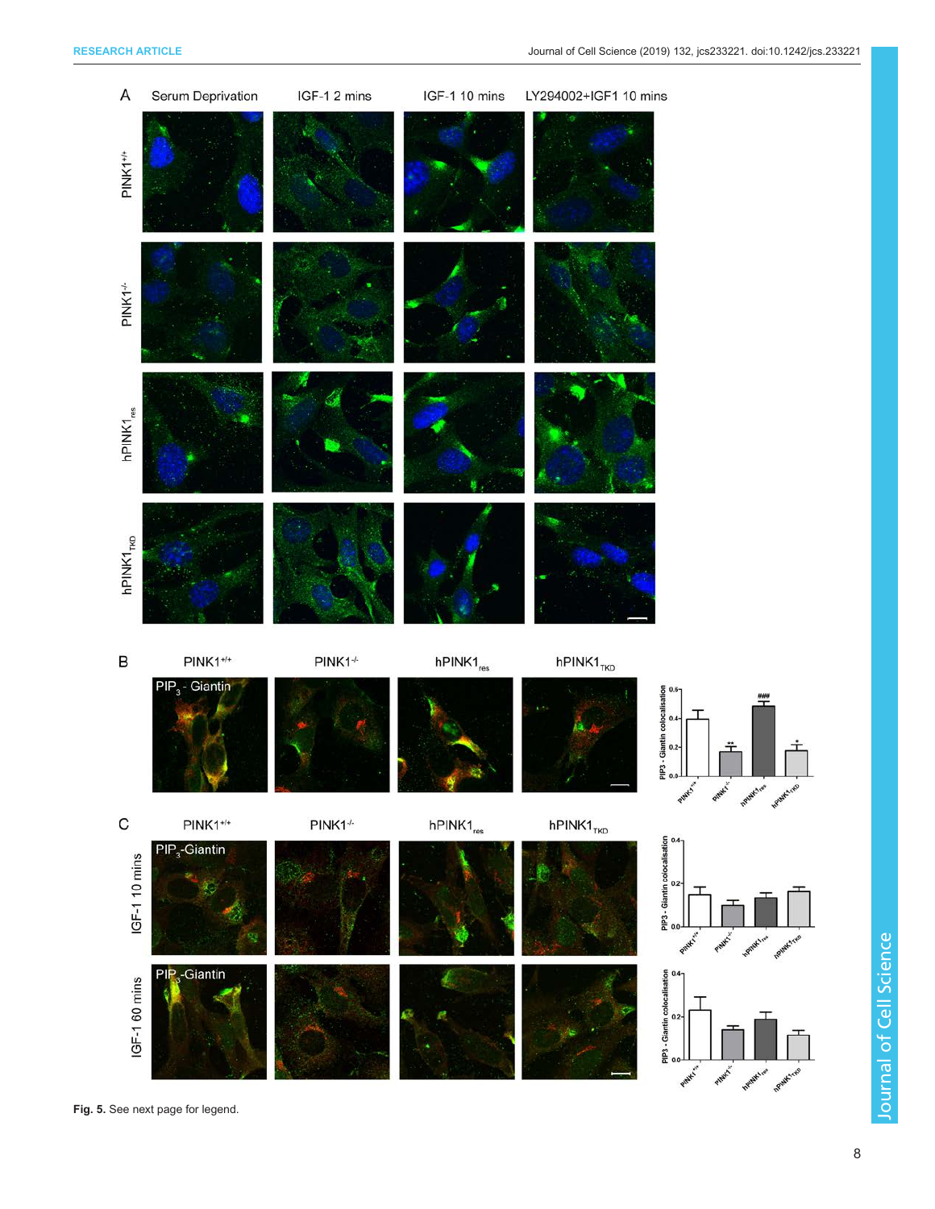**Fig. 5.** See next page for legend.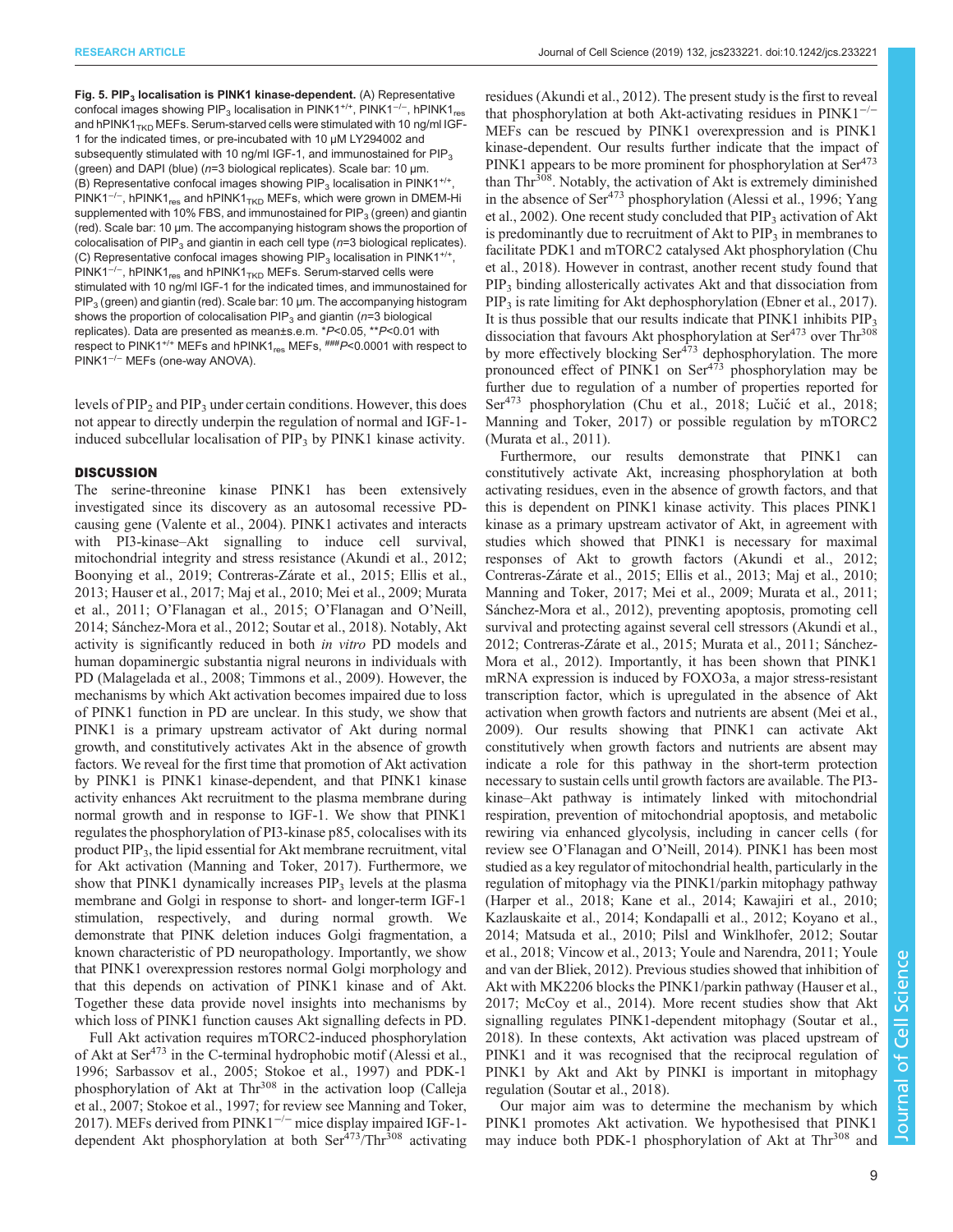**Fig. 5. $PIP_3$ localisation is PINK1 kinase-dependent.** (A) Representative confocal images showing $PIP_3$ localisation in PINK1$^{+/+}$, PINK1$^{-/-}$, hPINK1$_{res}$ and hPINK1$_{TKD}$ MEFs. Serum-starved cells were stimulated with 10 ng/ml IGF-1 for the indicated times, or pre-incubated with 10 µM LY294002 and subsequently stimulated with 10 ng/ml IGF-1, and immunostained for $PIP_3$ (green) and DAPI (blue) ($n$=3 biological replicates). Scale bar: 10 µm. (B) Representative confocal images showing $PIP_3$ localisation in PINK1$^{+/+}$, PINK1$^{-/-}$, hPINK1$_{res}$ and hPINK1$_{TKD}$ MEFs, which were grown in DMEM-Hi supplemented with 10% FBS, and immunostained for $PIP_3$ (green) and giantin (red). Scale bar: 10 µm. The accompanying histogram shows the proportion of colocalisation of $PIP_3$ and giantin in each cell type ($n$=3 biological replicates). (C) Representative confocal images showing $PIP_3$ localisation in PINK1$^{+/+}$, PINK1$^{-/-}$, hPINK1$_{res}$ and hPINK1$_{TKD}$ MEFs. Serum-starved cells were stimulated with 10 ng/ml IGF-1 for the indicated times, and immunostained for $PIP_3$ (green) and giantin (red). Scale bar: 10 µm. The accompanying histogram shows the proportion of colocalisation $PIP_3$ and giantin ($n$=3 biological replicates). Data are presented as mean±s.e.m. *$P$<0.05, **$P$<0.01 with respect to PINK1$^{+/+}$ MEFs and hPINK1$_{res}$ MEFs, ###$P$<0.0001 with respect to PINK1$^{-/-}$ MEFs (one-way ANOVA).

levels of $PIP_2$ and $PIP_3$ under certain conditions. However, this does not appear to directly underpin the regulation of normal and IGF-1-induced subcellular localisation of $PIP_3$ by PINK1 kinase activity.

## DISCUSSION

The serine-threonine kinase PINK1 has been extensively investigated since its discovery as an autosomal recessive PD-causing gene (Valente et al., 2004). PINK1 activates and interacts with PI3-kinase–Akt signalling to induce cell survival, mitochondrial integrity and stress resistance (Akundi et al., 2012; Boonying et al., 2019; Contreras-Zárate et al., 2015; Ellis et al., 2013; Hauser et al., 2017; Maj et al., 2010; Mei et al., 2009; Murata et al., 2011; O'Flanagan et al., 2015; O'Flanagan and O'Neill, 2014; Sánchez-Mora et al., 2012; Soutar et al., 2018). Notably, Akt activity is significantly reduced in both *in vitro* PD models and human dopaminergic substantia nigral neurons in individuals with PD (Malagelada et al., 2008; Timmons et al., 2009). However, the mechanisms by which Akt activation becomes impaired due to loss of PINK1 function in PD are unclear. In this study, we show that PINK1 is a primary upstream activator of Akt during normal growth, and constitutively activates Akt in the absence of growth factors. We reveal for the first time that promotion of Akt activation by PINK1 is PINK1 kinase-dependent, and that PINK1 kinase activity enhances Akt recruitment to the plasma membrane during normal growth and in response to IGF-1. We show that PINK1 regulates the phosphorylation of PI3-kinase p85, colocalises with its product $PIP_3$, the lipid essential for Akt membrane recruitment, vital for Akt activation (Manning and Toker, 2017). Furthermore, we show that PINK1 dynamically increases $PIP_3$ levels at the plasma membrane and Golgi in response to short- and longer-term IGF-1 stimulation, respectively, and during normal growth. We demonstrate that PINK deletion induces Golgi fragmentation, a known characteristic of PD neuropathology. Importantly, we show that PINK1 overexpression restores normal Golgi morphology and that this depends on activation of PINK1 kinase and of Akt. Together these data provide novel insights into mechanisms by which loss of PINK1 function causes Akt signalling defects in PD.

Full Akt activation requires mTORC2-induced phosphorylation of Akt at Ser$^{473}$ in the C-terminal hydrophobic motif (Alessi et al., 1996; Sarbassov et al., 2005; Stokoe et al., 1997) and PDK-1 phosphorylation of Akt at Thr$^{308}$ in the activation loop (Calleja et al., 2007; Stokoe et al., 1997; for review see Manning and Toker, 2017). MEFs derived from PINK1$^{-/-}$ mice display impaired IGF-1-dependent Akt phosphorylation at both Ser$^{473}$/Thr$^{308}$ activating residues (Akundi et al., 2012). The present study is the first to reveal that phosphorylation at both Akt-activating residues in PINK1$^{-/-}$ MEFs can be rescued by PINK1 overexpression and is PINK1 kinase-dependent. Our results further indicate that the impact of PINK1 appears to be more prominent for phosphorylation at Ser$^{473}$ than Thr$^{308}$. Notably, the activation of Akt is extremely diminished in the absence of Ser$^{473}$ phosphorylation (Alessi et al., 1996; Yang et al., 2002). One recent study concluded that $PIP_3$ activation of Akt is predominantly due to recruitment of Akt to $PIP_3$ in membranes to facilitate PDK1 and mTORC2 catalysed Akt phosphorylation (Chu et al., 2018). However in contrast, another recent study found that $PIP_3$ binding allosterically activates Akt and that dissociation from $PIP_3$ is rate limiting for Akt dephosphorylation (Ebner et al., 2017). It is thus possible that our results indicate that PINK1 inhibits $PIP_3$ dissociation that favours Akt phosphorylation at Ser$^{473}$ over Thr$^{308}$ by more effectively blocking Ser$^{473}$ dephosphorylation. The more pronounced effect of PINK1 on Ser$^{473}$ phosphorylation may be further due to regulation of a number of properties reported for Ser$^{473}$ phosphorylation (Chu et al., 2018; Lučić et al., 2018; Manning and Toker, 2017) or possible regulation by mTORC2 (Murata et al., 2011).

Furthermore, our results demonstrate that PINK1 can constitutively activate Akt, increasing phosphorylation at both activating residues, even in the absence of growth factors, and that this is dependent on PINK1 kinase activity. This places PINK1 kinase as a primary upstream activator of Akt, in agreement with studies which showed that PINK1 is necessary for maximal responses of Akt to growth factors (Akundi et al., 2012; Contreras-Zárate et al., 2015; Ellis et al., 2013; Maj et al., 2010; Manning and Toker, 2017; Mei et al., 2009; Murata et al., 2011; Sánchez-Mora et al., 2012), preventing apoptosis, promoting cell survival and protecting against several cell stressors (Akundi et al., 2012; Contreras-Zárate et al., 2015; Murata et al., 2011; Sánchez-Mora et al., 2012). Importantly, it has been shown that PINK1 mRNA expression is induced by FOXO3a, a major stress-resistant transcription factor, which is upregulated in the absence of Akt activation when growth factors and nutrients are absent (Mei et al., 2009). Our results showing that PINK1 can activate Akt constitutively when growth factors and nutrients are absent may indicate a role for this pathway in the short-term protection necessary to sustain cells until growth factors are available. The PI3-kinase–Akt pathway is intimately linked with mitochondrial respiration, prevention of mitochondrial apoptosis, and metabolic rewiring via enhanced glycolysis, including in cancer cells (for review see O'Flanagan and O'Neill, 2014). PINK1 has been most studied as a key regulator of mitochondrial health, particularly in the regulation of mitophagy via the PINK1/parkin mitophagy pathway (Harper et al., 2018; Kane et al., 2014; Kawajiri et al., 2010; Kazlauskaite et al., 2014; Kondapalli et al., 2012; Koyano et al., 2014; Matsuda et al., 2010; Pilsl and Winklhofer, 2012; Soutar et al., 2018; Vincow et al., 2013; Youle and Narendra, 2011; Youle and van der Bliek, 2012). Previous studies showed that inhibition of Akt with MK2206 blocks the PINK1/parkin pathway (Hauser et al., 2017; McCoy et al., 2014). More recent studies show that Akt signalling regulates PINK1-dependent mitophagy (Soutar et al., 2018). In these contexts, Akt activation was placed upstream of PINK1 and it was recognised that the reciprocal regulation of PINK1 by Akt and Akt by PINKI is important in mitophagy regulation (Soutar et al., 2018).

Our major aim was to determine the mechanism by which PINK1 promotes Akt activation. We hypothesised that PINK1 may induce both PDK-1 phosphorylation of Akt at Thr$^{308}$ and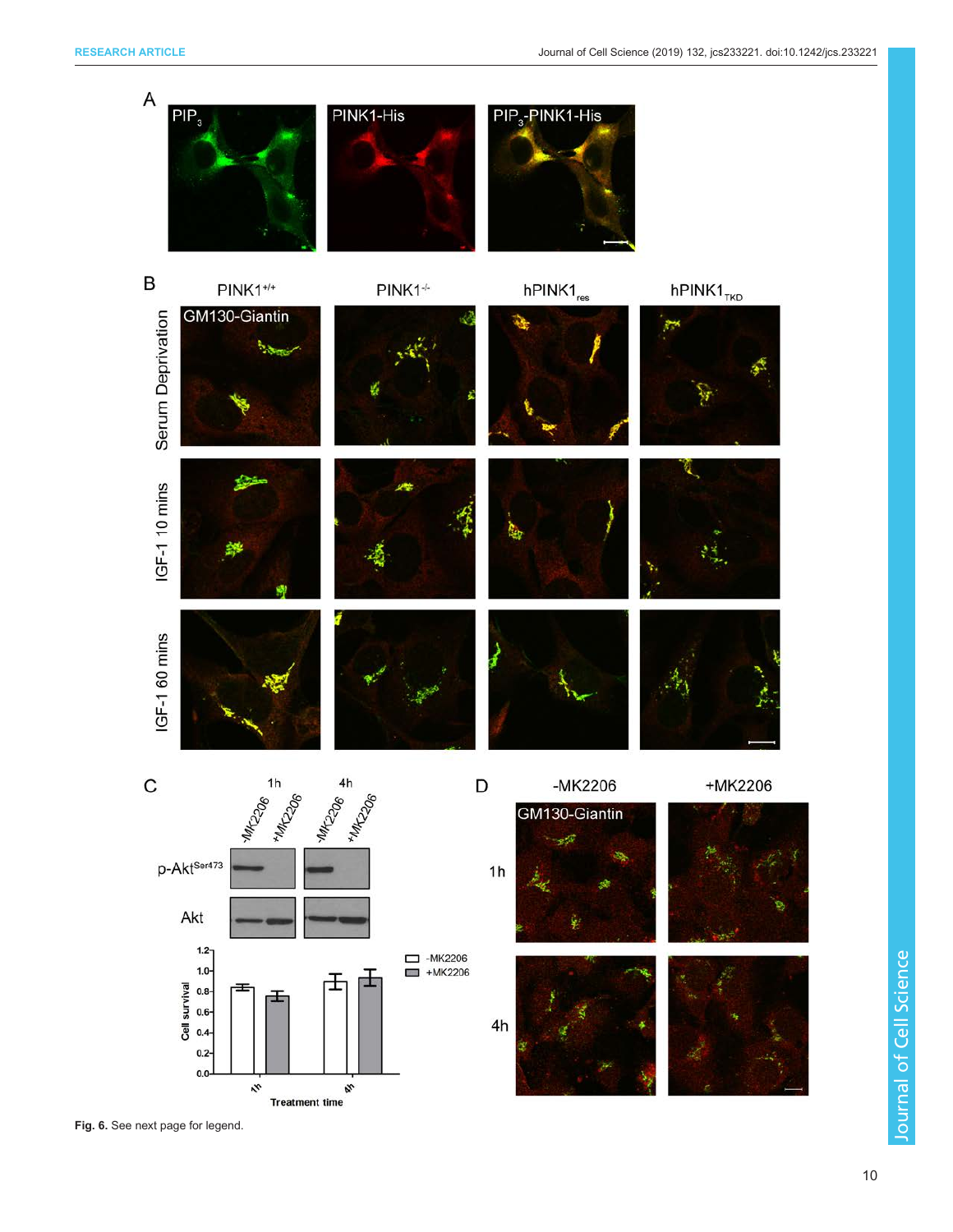**Fig. 6.** See next page for legend.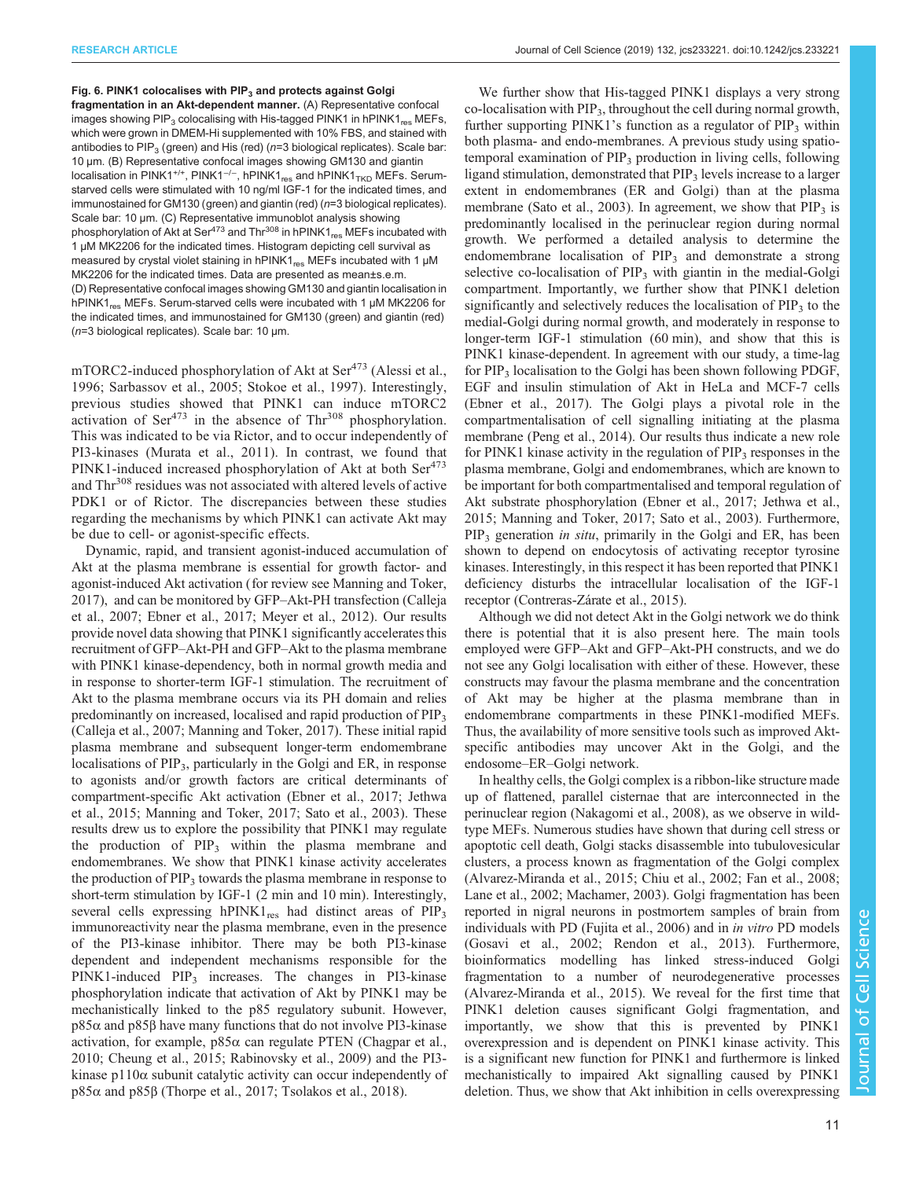**Fig. 6. PINK1 colocalises with $PIP_3$ and protects against Golgi fragmentation in an Akt-dependent manner.** (A) Representative confocal images showing $PIP_3$ colocalising with His-tagged PINK1 in $hPINK1_{res}$ MEFs, which were grown in DMEM-Hi supplemented with 10% FBS, and stained with antibodies to $PIP_3$ (green) and His (red) (n=3 biological replicates). Scale bar: 10 µm. (B) Representative confocal images showing GM130 and giantin localisation in $PINK1^{+/+}$, $PINK1^{-/-}$, $hPINK1_{res}$ and $hPINK1_{TKD}$ MEFs. Serum-starved cells were stimulated with 10 ng/ml IGF-1 for the indicated times, and immunostained for GM130 (green) and giantin (red) (n=3 biological replicates). Scale bar: 10 µm. (C) Representative immunoblot analysis showing phosphorylation of Akt at $Ser^{473}$ and $Thr^{308}$ in $hPINK1_{res}$ MEFs incubated with 1 µM MK2206 for the indicated times. Histogram depicting cell survival as measured by crystal violet staining in $hPINK1_{res}$ MEFs incubated with 1 µM MK2206 for the indicated times. Data are presented as mean±s.e.m. (D) Representative confocal images showing GM130 and giantin localisation in $hPINK1_{res}$ MEFs. Serum-starved cells were incubated with 1 µM MK2206 for the indicated times, and immunostained for GM130 (green) and giantin (red) (n=3 biological replicates). Scale bar: 10 µm.

mTORC2-induced phosphorylation of Akt at $Ser^{473}$ (Alessi et al., 1996; Sarbassov et al., 2005; Stokoe et al., 1997). Interestingly, previous studies showed that PINK1 can induce mTORC2 activation of $Ser^{473}$ in the absence of $Thr^{308}$ phosphorylation. This was indicated to be via Rictor, and to occur independently of PI3-kinases (Murata et al., 2011). In contrast, we found that PINK1-induced increased phosphorylation of Akt at both $Ser^{473}$ and $Thr^{308}$ residues was not associated with altered levels of active PDK1 or of Rictor. The discrepancies between these studies regarding the mechanisms by which PINK1 can activate Akt may be due to cell- or agonist-specific effects.

Dynamic, rapid, and transient agonist-induced accumulation of Akt at the plasma membrane is essential for growth factor- and agonist-induced Akt activation (for review see Manning and Toker, 2017), and can be monitored by GFP–Akt-PH transfection (Calleja et al., 2007; Ebner et al., 2017; Meyer et al., 2012). Our results provide novel data showing that PINK1 significantly accelerates this recruitment of GFP–Akt-PH and GFP–Akt to the plasma membrane with PINK1 kinase-dependency, both in normal growth media and in response to shorter-term IGF-1 stimulation. The recruitment of Akt to the plasma membrane occurs via its PH domain and relies predominantly on increased, localised and rapid production of $PIP_3$ (Calleja et al., 2007; Manning and Toker, 2017). These initial rapid plasma membrane and subsequent longer-term endomembrane localisations of $PIP_3$, particularly in the Golgi and ER, in response to agonists and/or growth factors are critical determinants of compartment-specific Akt activation (Ebner et al., 2017; Jethwa et al., 2015; Manning and Toker, 2017; Sato et al., 2003). These results drew us to explore the possibility that PINK1 may regulate the production of $PIP_3$ within the plasma membrane and endomembranes. We show that PINK1 kinase activity accelerates the production of $PIP_3$ towards the plasma membrane in response to short-term stimulation by IGF-1 (2 min and 10 min). Interestingly, several cells expressing $hPINK1_{res}$ had distinct areas of $PIP_3$ immunoreactivity near the plasma membrane, even in the presence of the PI3-kinase inhibitor. There may be both PI3-kinase dependent and independent mechanisms responsible for the PINK1-induced $PIP_3$ increases. The changes in PI3-kinase phosphorylation indicate that activation of Akt by PINK1 may be mechanistically linked to the p85 regulatory subunit. However, p85α and p85β have many functions that do not involve PI3-kinase activation, for example, p85α can regulate PTEN (Chagpar et al., 2010; Cheung et al., 2015; Rabinovsky et al., 2009) and the PI3-kinase p110α subunit catalytic activity can occur independently of p85α and p85β (Thorpe et al., 2017; Tsolakos et al., 2018).

We further show that His-tagged PINK1 displays a very strong co-localisation with $PIP_3$, throughout the cell during normal growth, further supporting PINK1's function as a regulator of $PIP_3$ within both plasma- and endo-membranes. A previous study using spatio-temporal examination of $PIP_3$ production in living cells, following ligand stimulation, demonstrated that $PIP_3$ levels increase to a larger extent in endomembranes (ER and Golgi) than at the plasma membrane (Sato et al., 2003). In agreement, we show that $PIP_3$ is predominantly localised in the perinuclear region during normal growth. We performed a detailed analysis to determine the endomembrane localisation of $PIP_3$ and demonstrate a strong selective co-localisation of $PIP_3$ with giantin in the medial-Golgi compartment. Importantly, we further show that PINK1 deletion significantly and selectively reduces the localisation of $PIP_3$ to the medial-Golgi during normal growth, and moderately in response to longer-term IGF-1 stimulation (60 min), and show that this is PINK1 kinase-dependent. In agreement with our study, a time-lag for $PIP_3$ localisation to the Golgi has been shown following PDGF, EGF and insulin stimulation of Akt in HeLa and MCF-7 cells (Ebner et al., 2017). The Golgi plays a pivotal role in the compartmentalisation of cell signalling initiating at the plasma membrane (Peng et al., 2014). Our results thus indicate a new role for PINK1 kinase activity in the regulation of $PIP_3$ responses in the plasma membrane, Golgi and endomembranes, which are known to be important for both compartmentalised and temporal regulation of Akt substrate phosphorylation (Ebner et al., 2017; Jethwa et al., 2015; Manning and Toker, 2017; Sato et al., 2003). Furthermore, $PIP_3$ generation *in situ*, primarily in the Golgi and ER, has been shown to depend on endocytosis of activating receptor tyrosine kinases. Interestingly, in this respect it has been reported that PINK1 deficiency disturbs the intracellular localisation of the IGF-1 receptor (Contreras-Zárate et al., 2015).

Although we did not detect Akt in the Golgi network we do think there is potential that it is also present here. The main tools employed were GFP–Akt and GFP–Akt-PH constructs, and we do not see any Golgi localisation with either of these. However, these constructs may favour the plasma membrane and the concentration of Akt may be higher at the plasma membrane than in endomembrane compartments in these PINK1-modified MEFs. Thus, the availability of more sensitive tools such as improved Akt-specific antibodies may uncover Akt in the Golgi, and the endosome–ER–Golgi network.

In healthy cells, the Golgi complex is a ribbon-like structure made up of flattened, parallel cisternae that are interconnected in the perinuclear region (Nakagomi et al., 2008), as we observe in wild-type MEFs. Numerous studies have shown that during cell stress or apoptotic cell death, Golgi stacks disassemble into tubulovesicular clusters, a process known as fragmentation of the Golgi complex (Alvarez-Miranda et al., 2015; Chiu et al., 2002; Fan et al., 2008; Lane et al., 2002; Machamer, 2003). Golgi fragmentation has been reported in nigral neurons in postmortem samples of brain from individuals with PD (Fujita et al., 2006) and in *in vitro* PD models (Gosavi et al., 2002; Rendon et al., 2013). Furthermore, bioinformatics modelling has linked stress-induced Golgi fragmentation to a number of neurodegenerative processes (Alvarez-Miranda et al., 2015). We reveal for the first time that PINK1 deletion causes significant Golgi fragmentation, and importantly, we show that this is prevented by PINK1 overexpression and is dependent on PINK1 kinase activity. This is a significant new function for PINK1 and furthermore is linked mechanistically to impaired Akt signalling caused by PINK1 deletion. Thus, we show that Akt inhibition in cells overexpressing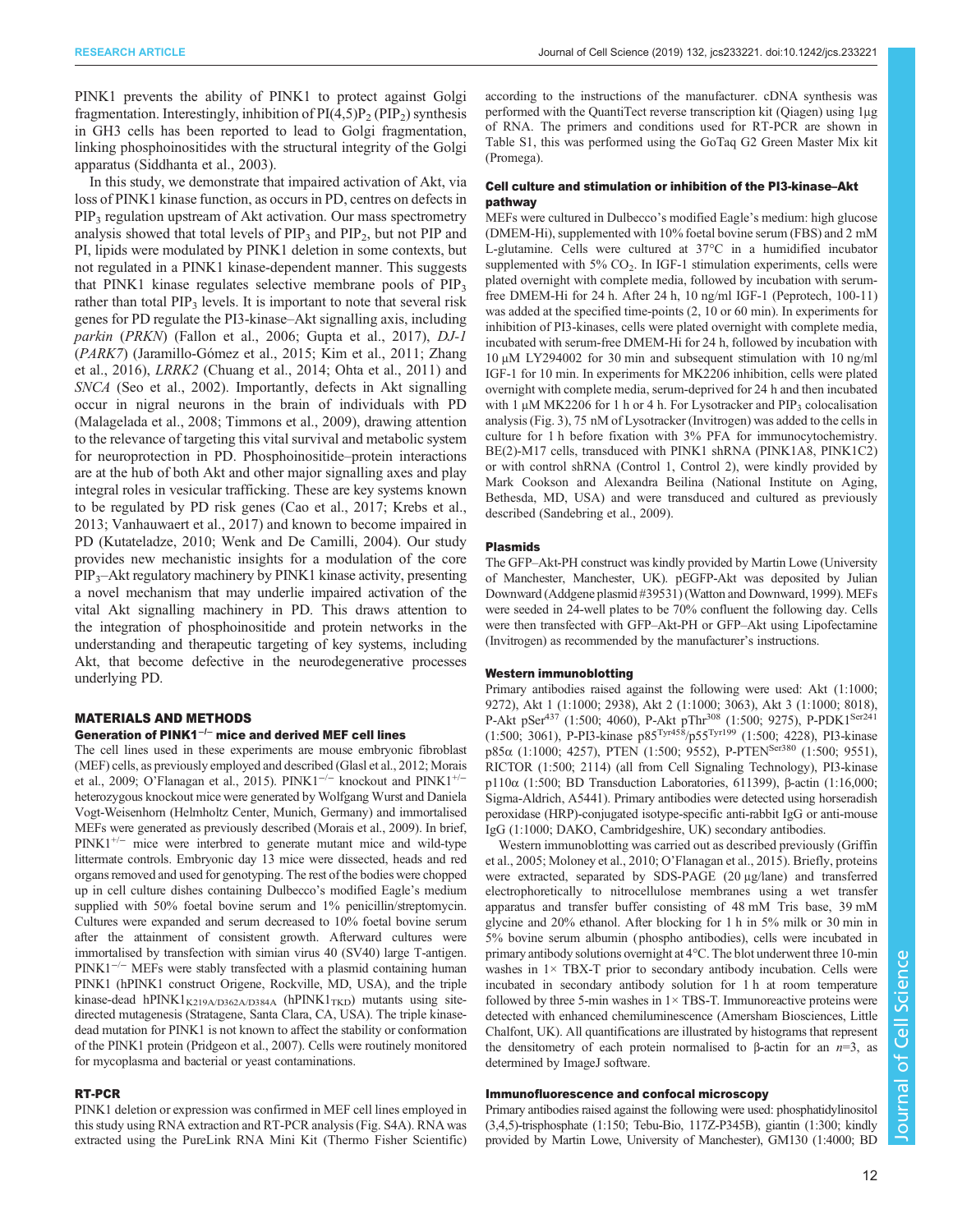PINK1 prevents the ability of PINK1 to protect against Golgi fragmentation. Interestingly, inhibition of $PI(4,5)P_2$ ($PIP_2$) synthesis in GH3 cells has been reported to lead to Golgi fragmentation, linking phosphoinositides with the structural integrity of the Golgi apparatus (Siddhanta et al., 2003).

In this study, we demonstrate that impaired activation of Akt, via loss of PINK1 kinase function, as occurs in PD, centres on defects in $PIP_3$ regulation upstream of Akt activation. Our mass spectrometry analysis showed that total levels of $PIP_3$ and $PIP_2$, but not PIP and PI, lipids were modulated by PINK1 deletion in some contexts, but not regulated in a PINK1 kinase-dependent manner. This suggests that PINK1 kinase regulates selective membrane pools of $PIP_3$ rather than total $PIP_3$ levels. It is important to note that several risk genes for PD regulate the PI3-kinase–Akt signalling axis, including *parkin* (*PRKN*) (Fallon et al., 2006; Gupta et al., 2017), *DJ-1* (*PARK7*) (Jaramillo-Gómez et al., 2015; Kim et al., 2011; Zhang et al., 2016), *LRRK2* (Chuang et al., 2014; Ohta et al., 2011) and *SNCA* (Seo et al., 2002). Importantly, defects in Akt signalling occur in nigral neurons in the brain of individuals with PD (Malagelada et al., 2008; Timmons et al., 2009), drawing attention to the relevance of targeting this vital survival and metabolic system for neuroprotection in PD. Phosphoinositide–protein interactions are at the hub of both Akt and other major signalling axes and play integral roles in vesicular trafficking. These are key systems known to be regulated by PD risk genes (Cao et al., 2017; Krebs et al., 2013; Vanhauwaert et al., 2017) and known to become impaired in PD (Kutateladze, 2010; Wenk and De Camilli, 2004). Our study provides new mechanistic insights for a modulation of the core $PIP_3$–Akt regulatory machinery by PINK1 kinase activity, presenting a novel mechanism that may underlie impaired activation of the vital Akt signalling machinery in PD. This draws attention to the integration of phosphoinositide and protein networks in the understanding and therapeutic targeting of key systems, including Akt, that become defective in the neurodegenerative processes underlying PD.

## MATERIALS AND METHODS

### Generation of $PINK1^{-/-}$ mice and derived MEF cell lines

The cell lines used in these experiments are mouse embryonic fibroblast (MEF) cells, as previously employed and described (Glasl et al., 2012; Morais et al., 2009; O'Flanagan et al., 2015). $PINK1^{-/-}$ knockout and $PINK1^{+/-}$ heterozygous knockout mice were generated by Wolfgang Wurst and Daniela Vogt-Weisenhorn (Helmholtz Center, Munich, Germany) and immortalised MEFs were generated as previously described (Morais et al., 2009). In brief, $PINK1^{+/-}$ mice were interbred to generate mutant mice and wild-type littermate controls. Embryonic day 13 mice were dissected, heads and red organs removed and used for genotyping. The rest of the bodies were chopped up in cell culture dishes containing Dulbecco's modified Eagle's medium supplied with 50% foetal bovine serum and 1% penicillin/streptomycin. Cultures were expanded and serum decreased to 10% foetal bovine serum after the attainment of consistent growth. Afterward cultures were immortalised by transfection with simian virus 40 (SV40) large T-antigen. $PINK1^{-/-}$ MEFs were stably transfected with a plasmid containing human PINK1 (hPINK1 construct Origene, Rockville, MD, USA), and the triple kinase-dead $hPINK1_{K219A/D362A/D384A}$ ($hPINK1_{TKD}$) mutants using site-directed mutagenesis (Stratagene, Santa Clara, CA, USA). The triple kinase-dead mutation for PINK1 is not known to affect the stability or conformation of the PINK1 protein (Pridgeon et al., 2007). Cells were routinely monitored for mycoplasma and bacterial or yeast contaminations.

### RT-PCR

PINK1 deletion or expression was confirmed in MEF cell lines employed in this study using RNA extraction and RT-PCR analysis (Fig. S4A). RNA was extracted using the PureLink RNA Mini Kit (Thermo Fisher Scientific) according to the instructions of the manufacturer. cDNA synthesis was performed with the QuantiTect reverse transcription kit (Qiagen) using 1µg of RNA. The primers and conditions used for RT-PCR are shown in Table S1, this was performed using the GoTaq G2 Green Master Mix kit (Promega).

### Cell culture and stimulation or inhibition of the PI3-kinase–Akt pathway

MEFs were cultured in Dulbecco's modified Eagle's medium: high glucose (DMEM-Hi), supplemented with 10% foetal bovine serum (FBS) and 2 mM L-glutamine. Cells were cultured at 37°C in a humidified incubator supplemented with 5% $CO_2$. In IGF-1 stimulation experiments, cells were plated overnight with complete media, followed by incubation with serum-free DMEM-Hi for 24 h. After 24 h, 10 ng/ml IGF-1 (Peprotech, 100-11) was added at the specified time-points (2, 10 or 60 min). In experiments for inhibition of PI3-kinases, cells were plated overnight with complete media, incubated with serum-free DMEM-Hi for 24 h, followed by incubation with 10 µM LY294002 for 30 min and subsequent stimulation with 10 ng/ml IGF-1 for 10 min. In experiments for MK2206 inhibition, cells were plated overnight with complete media, serum-deprived for 24 h and then incubated with 1 µM MK2206 for 1 h or 4 h. For Lysotracker and $PIP_3$ colocalisation analysis (Fig. 3), 75 nM of Lysotracker (Invitrogen) was added to the cells in culture for 1 h before fixation with 3% PFA for immunocytochemistry. BE(2)-M17 cells, transduced with PINK1 shRNA (PINK1A8, PINK1C2) or with control shRNA (Control 1, Control 2), were kindly provided by Mark Cookson and Alexandra Beilina (National Institute on Aging, Bethesda, MD, USA) and were transduced and cultured as previously described (Sandebring et al., 2009).

### Plasmids

The GFP–Akt-PH construct was kindly provided by Martin Lowe (University of Manchester, Manchester, UK). pEGFP-Akt was deposited by Julian Downward (Addgene plasmid #39531) (Watton and Downward, 1999). MEFs were seeded in 24-well plates to be 70% confluent the following day. Cells were then transfected with GFP–Akt-PH or GFP–Akt using Lipofectamine (Invitrogen) as recommended by the manufacturer's instructions.

### Western immunoblotting

Primary antibodies raised against the following were used: Akt (1:1000; 9272), Akt 1 (1:1000; 2938), Akt 2 (1:1000; 3063), Akt 3 (1:1000; 8018), P-Akt $pSer^{437}$ (1:500; 4060), P-Akt $pThr^{308}$ (1:500; 9275), P-$PDK1^{Ser241}$ (1:500; 3061), P-PI3-kinase $p85^{Tyr458}$/$p55^{Tyr199}$ (1:500; 4228), PI3-kinase p85α (1:1000; 4257), PTEN (1:500; 9552), P-$PTEN^{Ser380}$ (1:500; 9551), RICTOR (1:500; 2114) (all from Cell Signaling Technology), PI3-kinase p110α (1:500; BD Transduction Laboratories, 611399), β-actin (1:16,000; Sigma-Aldrich, A5441). Primary antibodies were detected using horseradish peroxidase (HRP)-conjugated isotype-specific anti-rabbit IgG or anti-mouse IgG (1:1000; DAKO, Cambridgeshire, UK) secondary antibodies.

Western immunoblotting was carried out as described previously (Griffin et al., 2005; Moloney et al., 2010; O'Flanagan et al., 2015). Briefly, proteins were extracted, separated by SDS-PAGE (20 µg/lane) and transferred electrophoretically to nitrocellulose membranes using a wet transfer apparatus and transfer buffer consisting of 48 mM Tris base, 39 mM glycine and 20% ethanol. After blocking for 1 h in 5% milk or 30 min in 5% bovine serum albumin (phospho antibodies), cells were incubated in primary antibody solutions overnight at 4°C. The blot underwent three 10-min washes in 1× TBX-T prior to secondary antibody incubation. Cells were incubated in secondary antibody solution for 1 h at room temperature followed by three 5-min washes in 1× TBS-T. Immunoreactive proteins were detected with enhanced chemiluminescence (Amersham Biosciences, Little Chalfont, UK). All quantifications are illustrated by histograms that represent the densitometry of each protein normalised to β-actin for an $n$=3, as determined by ImageJ software.

### Immunofluorescence and confocal microscopy

Primary antibodies raised against the following were used: phosphatidylinositol (3,4,5)-trisphosphate (1:150; Tebu-Bio, 117Z-P345B), giantin (1:300; kindly provided by Martin Lowe, University of Manchester), GM130 (1:4000; BD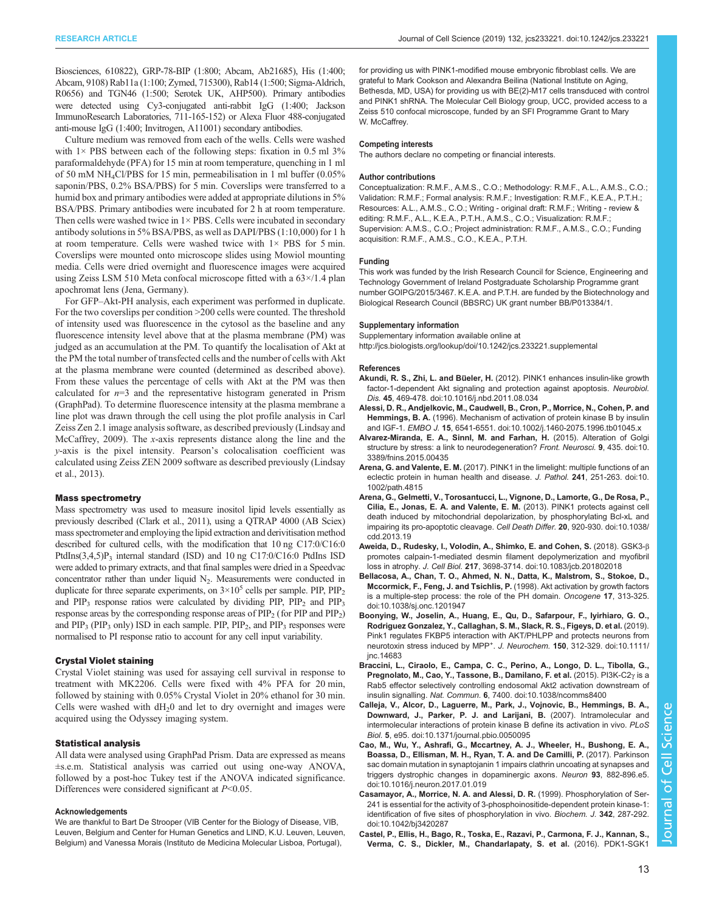Biosciences, 610822), GRP-78-BIP (1:800; Abcam, Ab21685), His (1:400; Abcam, 9108) Rab11a (1:100; Zymed, 715300), Rab14 (1:500; Sigma-Aldrich, R0656) and TGN46 (1:500; Serotek UK, AHP500). Primary antibodies were detected using Cy3-conjugated anti-rabbit IgG (1:400; Jackson ImmunoResearch Laboratories, 711-165-152) or Alexa Fluor 488-conjugated anti-mouse IgG (1:400; Invitrogen, A11001) secondary antibodies.

Culture medium was removed from each of the wells. Cells were washed with 1× PBS between each of the following steps: fixation in 0.5 ml 3% paraformaldehyde (PFA) for 15 min at room temperature, quenching in 1 ml of 50 mM $NH_4Cl$/PBS for 15 min, permeabilisation in 1 ml buffer (0.05% saponin/PBS, 0.2% BSA/PBS) for 5 min. Coverslips were transferred to a humid box and primary antibodies were added at appropriate dilutions in 5% BSA/PBS. Primary antibodies were incubated for 2 h at room temperature. Then cells were washed twice in 1× PBS. Cells were incubated in secondary antibody solutions in 5% BSA/PBS, as well as DAPI/PBS (1:10,000) for 1 h at room temperature. Cells were washed twice with 1× PBS for 5 min. Coverslips were mounted onto microscope slides using Mowiol mounting media. Cells were dried overnight and fluorescence images were acquired using Zeiss LSM 510 Meta confocal microscope fitted with a 63×/1.4 plan apochromat lens (Jena, Germany).

For GFP–Akt-PH analysis, each experiment was performed in duplicate. For the two coverslips per condition >200 cells were counted. The threshold of intensity used was fluorescence in the cytosol as the baseline and any fluorescence intensity level above that at the plasma membrane (PM) was judged as an accumulation at the PM. To quantify the localisation of Akt at the PM the total number of transfected cells and the number of cells with Akt at the plasma membrane were counted (determined as described above). From these values the percentage of cells with Akt at the PM was then calculated for $n$=3 and the representative histogram generated in Prism (GraphPad). To determine fluorescence intensity at the plasma membrane a line plot was drawn through the cell using the plot profile analysis in Carl Zeiss Zen 2.1 image analysis software, as described previously (Lindsay and McCaffrey, 2009). The $x$-axis represents distance along the line and the $y$-axis is the pixel intensity. Pearson's colocalisation coefficient was calculated using Zeiss ZEN 2009 software as described previously (Lindsay et al., 2013).

## Mass spectrometry

Mass spectrometry was used to measure inositol lipid levels essentially as previously described (Clark et al., 2011), using a QTRAP 4000 (AB Sciex) mass spectrometer and employing the lipid extraction and derivitisation method described for cultured cells, with the modification that 10 ng C17:0/C16:0 PtdIns(3,4,5)$P_3$ internal standard (ISD) and 10 ng C17:0/C16:0 PtdIns ISD were added to primary extracts, and that final samples were dried in a Speedvac concentrator rather than under liquid $N_2$. Measurements were conducted in duplicate for three separate experiments, on $3\times10^5$ cells per sample. PIP, $PIP_2$ and $PIP_3$ response ratios were calculated by dividing PIP, $PIP_2$ and $PIP_3$ response areas by the corresponding response areas of $PIP_2$ (for PIP and $PIP_2$) and $PIP_3$ ($PIP_3$ only) ISD in each sample. PIP, $PIP_2$, and $PIP_3$ responses were normalised to PI response ratio to account for any cell input variability.

## Crystal Violet staining

Crystal Violet staining was used for assaying cell survival in response to treatment with MK2206. Cells were fixed with 4% PFA for 20 min, followed by staining with 0.05% Crystal Violet in 20% ethanol for 30 min. Cells were washed with $dH_20$ and let to dry overnight and images were acquired using the Odyssey imaging system.

## Statistical analysis

All data were analysed using GraphPad Prism. Data are expressed as means ±s.e.m. Statistical analysis was carried out using one-way ANOVA, followed by a post-hoc Tukey test if the ANOVA indicated significance. Differences were considered significant at $P$<0.05.

#### Acknowledgements

We are thankful to Bart De Strooper (VIB Center for the Biology of Disease, VIB, Leuven, Belgium and Center for Human Genetics and LIND, K.U. Leuven, Leuven, Belgium) and Vanessa Morais (Instituto de Medicina Molecular Lisboa, Portugal), for providing us with PINK1-modified mouse embryonic fibroblast cells. We are grateful to Mark Cookson and Alexandra Beilina (National Institute on Aging, Bethesda, MD, USA) for providing us with BE(2)-M17 cells transduced with control and PINK1 shRNA. The Molecular Cell Biology group, UCC, provided access to a Zeiss 510 confocal microscope, funded by an SFI Programme Grant to Mary W. McCaffrey.

#### Competing interests

The authors declare no competing or financial interests.

#### Author contributions

Conceptualization: R.M.F., A.M.S., C.O.; Methodology: R.M.F., A.L., A.M.S., C.O.; Validation: R.M.F.; Formal analysis: R.M.F.; Investigation: R.M.F., K.E.A., P.T.H.; Resources: A.L., A.M.S., C.O.; Writing - original draft: R.M.F.; Writing - review & editing: R.M.F., A.L., K.E.A., P.T.H., A.M.S., C.O.; Visualization: R.M.F.; Supervision: A.M.S., C.O.; Project administration: R.M.F., A.M.S., C.O.; Funding acquisition: R.M.F., A.M.S., C.O., K.E.A., P.T.H.

#### Funding

This work was funded by the Irish Research Council for Science, Engineering and Technology Government of Ireland Postgraduate Scholarship Programme grant number GOIPG/2015/3467. K.E.A. and P.T.H. are funded by the Biotechnology and Biological Research Council (BBSRC) UK grant number BB/P013384/1.

#### Supplementary information

Supplementary information available online at
http://jcs.biologists.org/lookup/doi/10.1242/jcs.233221.supplemental

#### References

**Akundi, R. S., Zhi, L. and Büeler, H.** (2012). PINK1 enhances insulin-like growth factor-1-dependent Akt signaling and protection against apoptosis. *Neurobiol. Dis.* **45**, 469-478. doi:10.1016/j.nbd.2011.08.034

**Alessi, D. R., Andjelkovic, M., Caudwell, B., Cron, P., Morrice, N., Cohen, P. and Hemmings, B. A.** (1996). Mechanism of activation of protein kinase B by insulin and IGF-1. *EMBO J.* **15**, 6541-6551. doi:10.1002/j.1460-2075.1996.tb01045.x

**Alvarez-Miranda, E. A., Sinnl, M. and Farhan, H.** (2015). Alteration of Golgi structure by stress: a link to neurodegeneration? *Front. Neurosci.* **9**, 435. doi:10.3389/fnins.2015.00435

**Arena, G. and Valente, E. M.** (2017). PINK1 in the limelight: multiple functions of an eclectic protein in human health and disease. *J. Pathol.* **241**, 251-263. doi:10.1002/path.4815

**Arena, G., Gelmetti, V., Torosantucci, L., Vignone, D., Lamorte, G., De Rosa, P., Cilia, E., Jonas, E. A. and Valente, E. M.** (2013). PINK1 protects against cell death induced by mitochondrial depolarization, by phosphorylating Bcl-xL and impairing its pro-apoptotic cleavage. *Cell Death Differ.* **20**, 920-930. doi:10.1038/cdd.2013.19

**Aweida, D., Rudesky, I., Volodin, A., Shimko, E. and Cohen, S.** (2018). GSK3-β promotes calpain-1-mediated desmin filament depolymerization and myofibril loss in atrophy. *J. Cell Biol.* **217**, 3698-3714. doi:10.1083/jcb.201802018

**Bellacosa, A., Chan, T. O., Ahmed, N. N., Datta, K., Malstrom, S., Stokoe, D., Mccormick, F., Feng, J. and Tsichlis, P.** (1998). Akt activation by growth factors is a multiple-step process: the role of the PH domain. *Oncogene* **17**, 313-325. doi:10.1038/sj.onc.1201947

**Boonying, W., Joselin, A., Huang, E., Qu, D., Safarpour, F., Iyirhiaro, G. O., Rodriguez Gonzalez, Y., Callaghan, S. M., Slack, R. S., Figeys, D. et al.** (2019). Pink1 regulates FKBP5 interaction with AKT/PHLPP and protects neurons from neurotoxin stress induced by MPP⁺. *J. Neurochem.* **150**, 312-329. doi:10.1111/jnc.14683

**Braccini, L., Ciraolo, E., Campa, C. C., Perino, A., Longo, D. L., Tibolla, G., Pregnolato, M., Cao, Y., Tassone, B., Damilano, F. et al.** (2015). PI3K-C2γ is a Rab5 effector selectively controlling endosomal Akt2 activation downstream of insulin signalling. *Nat. Commun.* **6**, 7400. doi:10.1038/ncomms8400

**Calleja, V., Alcor, D., Laguerre, M., Park, J., Vojnovic, B., Hemmings, B. A., Downward, J., Parker, P. J. and Larijani, B.** (2007). Intramolecular and intermolecular interactions of protein kinase B define its activation in vivo. *PLoS Biol.* **5**, e95. doi:10.1371/journal.pbio.0050095

**Cao, M., Wu, Y., Ashrafi, G., Mccartney, A. J., Wheeler, H., Bushong, E. A., Boassa, D., Ellisman, M. H., Ryan, T. A. and De Camilli, P.** (2017). Parkinson sac domain mutation in synaptojanin 1 impairs clathrin uncoating at synapses and triggers dystrophic changes in dopaminergic axons. *Neuron* **93**, 882-896.e5. doi:10.1016/j.neuron.2017.01.019

**Casamayor, A., Morrice, N. A. and Alessi, D. R.** (1999). Phosphorylation of Ser-241 is essential for the activity of 3-phosphoinositide-dependent protein kinase-1: identification of five sites of phosphorylation in vivo. *Biochem. J.* **342**, 287-292. doi:10.1042/bj3420287

**Castel, P., Ellis, H., Bago, R., Toska, E., Razavi, P., Carmona, F. J., Kannan, S., Verma, C. S., Dickler, M., Chandarlapaty, S. et al.** (2016). PDK1-SGK1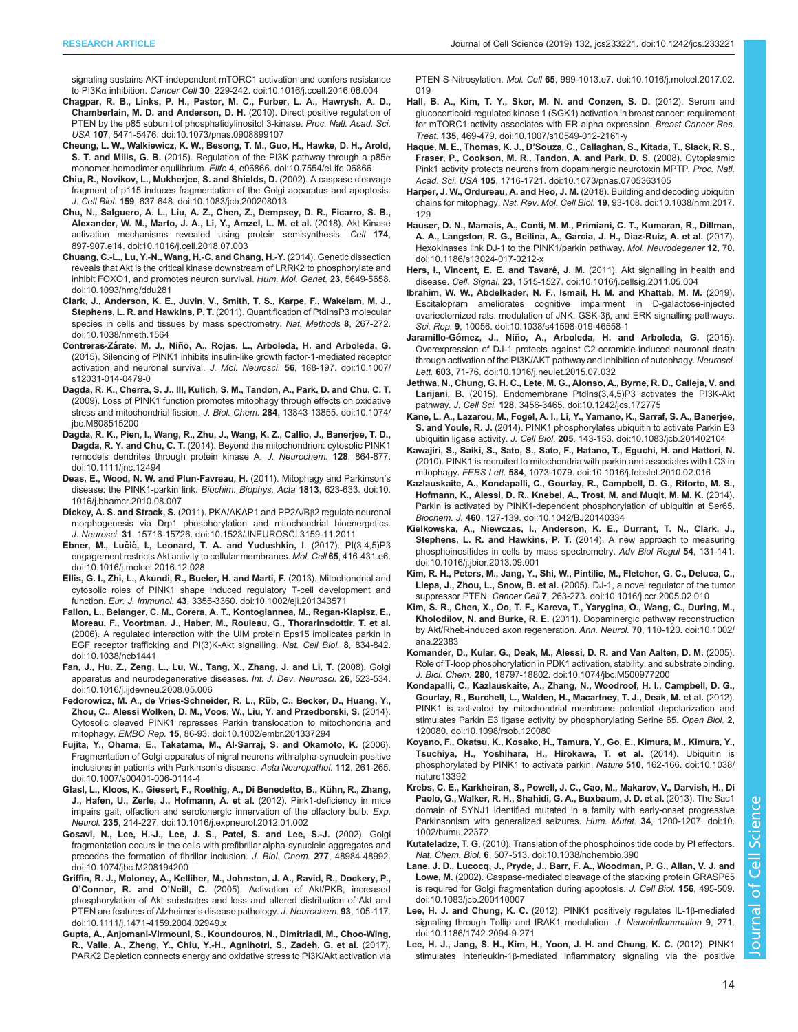signaling sustains AKT-independent mTORC1 activation and confers resistance to PI3Kα inhibition. *Cancer Cell* **30**, 229-242. doi:10.1016/j.ccell.2016.06.004

**Chagpar, R. B., Links, P. H., Pastor, M. C., Furber, L. A., Hawrysh, A. D., Chamberlain, M. D. and Anderson, D. H.** (2010). Direct positive regulation of PTEN by the p85 subunit of phosphatidylinositol 3-kinase. *Proc. Natl. Acad. Sci. USA* **107**, 5471-5476. doi:10.1073/pnas.0908899107

**Cheung, L. W., Walkiewicz, K. W., Besong, T. M., Guo, H., Hawke, D. H., Arold, S. T. and Mills, G. B.** (2015). Regulation of the PI3K pathway through a p85α monomer-homodimer equilibrium. *Elife* **4**, e06866. doi:10.7554/eLife.06866

**Chiu, R., Novikov, L., Mukherjee, S. and Shields, D.** (2002). A caspase cleavage fragment of p115 induces fragmentation of the Golgi apparatus and apoptosis. *J. Cell Biol.* **159**, 637-648. doi:10.1083/jcb.200208013

**Chu, N., Salguero, A. L., Liu, A. Z., Chen, Z., Dempsey, D. R., Ficarro, S. B., Alexander, W. M., Marto, J. A., Li, Y., Amzel, L. M. et al.** (2018). Akt Kinase activation mechanisms revealed using protein semisynthesis. *Cell* **174**, 897-907.e14. doi:10.1016/j.cell.2018.07.003

**Chuang, C.-L., Lu, Y.-N., Wang, H.-C. and Chang, H.-Y.** (2014). Genetic dissection reveals that Akt is the critical kinase downstream of LRRK2 to phosphorylate and inhibit FOXO1, and promotes neuron survival. *Hum. Mol. Genet.* **23**, 5649-5658. doi:10.1093/hmg/ddu281

**Clark, J., Anderson, K. E., Juvin, V., Smith, T. S., Karpe, F., Wakelam, M. J., Stephens, L. R. and Hawkins, P. T.** (2011). Quantification of PtdInsP3 molecular species in cells and tissues by mass spectrometry. *Nat. Methods* **8**, 267-272. doi:10.1038/nmeth.1564

**Contreras-Zárate, M. J., Niño, A., Rojas, L., Arboleda, H. and Arboleda, G.** (2015). Silencing of PINK1 inhibits insulin-like growth factor-1-mediated receptor activation and neuronal survival. *J. Mol. Neurosci.* **56**, 188-197. doi:10.1007/s12031-014-0479-0

**Dagda, R. K., Cherra, S. J., III, Kulich, S. M., Tandon, A., Park, D. and Chu, C. T.** (2009). Loss of PINK1 function promotes mitophagy through effects on oxidative stress and mitochondrial fission. *J. Biol. Chem.* **284**, 13843-13855. doi:10.1074/jbc.M808515200

**Dagda, R. K., Pien, I., Wang, R., Zhu, J., Wang, K. Z., Callio, J., Banerjee, T. D., Dagda, R. Y. and Chu, C. T.** (2014). Beyond the mitochondrion: cytosolic PINK1 remodels dendrites through protein kinase A. *J. Neurochem.* **128**, 864-877. doi:10.1111/jnc.12494

**Deas, E., Wood, N. W. and Plun-Favreau, H.** (2011). Mitophagy and Parkinson's disease: the PINK1-parkin link. *Biochim. Biophys. Acta* **1813**, 623-633. doi:10.1016/j.bbamcr.2010.08.007

**Dickey, A. S. and Strack, S.** (2011). PKA/AKAP1 and PP2A/Bβ2 regulate neuronal morphogenesis via Drp1 phosphorylation and mitochondrial bioenergetics. *J. Neurosci.* **31**, 15716-15726. doi:10.1523/JNEUROSCI.3159-11.2011

**Ebner, M., Lučić, I., Leonard, T. A. and Yudushkin, I.** (2017). PI(3,4,5)P3 engagement restricts Akt activity to cellular membranes. *Mol. Cell* **65**, 416-431.e6. doi:10.1016/j.molcel.2016.12.028

**Ellis, G. I., Zhi, L., Akundi, R., Bueler, H. and Marti, F.** (2013). Mitochondrial and cytosolic roles of PINK1 shape induced regulatory T-cell development and function. *Eur. J. Immunol.* **43**, 3355-3360. doi:10.1002/eji.201343571

**Fallon, L., Belanger, C. M., Corera, A. T., Kontogiannea, M., Regan-Klapisz, E., Moreau, F., Voortman, J., Haber, M., Rouleau, G., Thorarinsdottir, T. et al.** (2006). A regulated interaction with the UIM protein Eps15 implicates parkin in EGF receptor trafficking and PI(3)K-Akt signalling. *Nat. Cell Biol.* **8**, 834-842. doi:10.1038/ncb1441

**Fan, J., Hu, Z., Zeng, L., Lu, W., Tang, X., Zhang, J. and Li, T.** (2008). Golgi apparatus and neurodegenerative diseases. *Int. J. Dev. Neurosci.* **26**, 523-534. doi:10.1016/j.ijdevneu.2008.05.006

**Fedorowicz, M. A., de Vries-Schneider, R. L., Rüb, C., Becker, D., Huang, Y., Zhou, C., Alessi Wolken, D. M., Voos, W., Liu, Y. and Przedborski, S.** (2014). Cytosolic cleaved PINK1 represses Parkin translocation to mitochondria and mitophagy. *EMBO Rep.* **15**, 86-93. doi:10.1002/embr.201337294

**Fujita, Y., Ohama, E., Takatama, M., Al-Sarraj, S. and Okamoto, K.** (2006). Fragmentation of Golgi apparatus of nigral neurons with alpha-synuclein-positive inclusions in patients with Parkinson's disease. *Acta Neuropathol.* **112**, 261-265. doi:10.1007/s00401-006-0114-4

**Glasl, L., Kloos, K., Giesert, F., Roethig, A., Di Benedetto, B., Kühn, R., Zhang, J., Hafen, U., Zerle, J., Hofmann, A. et al.** (2012). Pink1-deficiency in mice impairs gait, olfaction and serotonergic innervation of the olfactory bulb. *Exp. Neurol.* **235**, 214-227. doi:10.1016/j.expneurol.2012.01.002

**Gosavi, N., Lee, H.-J., Lee, J. S., Patel, S. and Lee, S.-J.** (2002). Golgi fragmentation occurs in the cells with prefibrillar alpha-synuclein aggregates and precedes the formation of fibrillar inclusion. *J. Biol. Chem.* **277**, 48984-48992. doi:10.1074/jbc.M208194200

**Griffin, R. J., Moloney, A., Kelliher, M., Johnston, J. A., Ravid, R., Dockery, P., O'Connor, R. and O'Neill, C.** (2005). Activation of Akt/PKB, increased phosphorylation of Akt substrates and loss and altered distribution of Akt and PTEN are features of Alzheimer's disease pathology. *J. Neurochem.* **93**, 105-117. doi:10.1111/j.1471-4159.2004.02949.x

**Gupta, A., Anjomani-Virmouni, S., Koundouros, N., Dimitriadi, M., Choo-Wing, R., Valle, A., Zheng, Y., Chiu, Y.-H., Agnihotri, S., Zadeh, G. et al.** (2017). PARK2 Depletion connects energy and oxidative stress to PI3K/Akt activation via PTEN S-Nitrosylation. *Mol. Cell* **65**, 999-1013.e7. doi:10.1016/j.molcel.2017.02.019

**Hall, B. A., Kim, T. Y., Skor, M. N. and Conzen, S. D.** (2012). Serum and glucocorticoid-regulated kinase 1 (SGK1) activation in breast cancer: requirement for mTORC1 activity associates with ER-alpha expression. *Breast Cancer Res. Treat.* **135**, 469-479. doi:10.1007/s10549-012-2161-y

**Haque, M. E., Thomas, K. J., D'Souza, C., Callaghan, S., Kitada, T., Slack, R. S., Fraser, P., Cookson, M. R., Tandon, A. and Park, D. S.** (2008). Cytoplasmic Pink1 activity protects neurons from dopaminergic neurotoxin MPTP. *Proc. Natl. Acad. Sci. USA* **105**, 1716-1721. doi:10.1073/pnas.0705363105

**Harper, J. W., Ordureau, A. and Heo, J. M.** (2018). Building and decoding ubiquitin chains for mitophagy. *Nat. Rev. Mol. Cell Biol.* **19**, 93-108. doi:10.1038/nrm.2017.129

**Hauser, D. N., Mamais, A., Conti, M. M., Primiani, C. T., Kumaran, R., Dillman, A. A., Langston, R. G., Beilina, A., Garcia, J. H., Diaz-Ruiz, A. et al.** (2017). Hexokinases link DJ-1 to the PINK1/parkin pathway. *Mol. Neurodegener* **12**, 70. doi:10.1186/s13024-017-0212-x

**Hers, I., Vincent, E. E. and Tavaré, J. M.** (2011). Akt signalling in health and disease. *Cell. Signal.* **23**, 1515-1527. doi:10.1016/j.cellsig.2011.05.004

**Ibrahim, W. W., Abdelkader, N. F., Ismail, H. M. and Khattab, M. M.** (2019). Escitalopram ameliorates cognitive impairment in D-galactose-injected ovariectomized rats: modulation of JNK, GSK-3β, and ERK signalling pathways. *Sci. Rep.* **9**, 10056. doi:10.1038/s41598-019-46558-1

**Jaramillo-Gómez, J., Niño, A., Arboleda, H. and Arboleda, G.** (2015). Overexpression of DJ-1 protects against C2-ceramide-induced neuronal death through activation of the PI3K/AKT pathway and inhibition of autophagy. *Neurosci. Lett.* **603**, 71-76. doi:10.1016/j.neulet.2015.07.032

**Jethwa, N., Chung, G. H. C., Lete, M. G., Alonso, A., Byrne, R. D., Calleja, V. and Larijani, B.** (2015). Endomembrane PtdIns(3,4,5)P3 activates the PI3K-Akt pathway. *J. Cell Sci.* **128**, 3456-3465. doi:10.1242/jcs.172775

**Kane, L. A., Lazarou, M., Fogel, A. I., Li, Y., Yamano, K., Sarraf, S. A., Banerjee, S. and Youle, R. J.** (2014). PINK1 phosphorylates ubiquitin to activate Parkin E3 ubiquitin ligase activity. *J. Cell Biol.* **205**, 143-153. doi:10.1083/jcb.201402104

**Kawajiri, S., Saiki, S., Sato, S., Sato, F., Hatano, T., Eguchi, H. and Hattori, N.** (2010). PINK1 is recruited to mitochondria with parkin and associates with LC3 in mitophagy. *FEBS Lett.* **584**, 1073-1079. doi:10.1016/j.febslet.2010.02.016

**Kazlauskaite, A., Kondapalli, C., Gourlay, R., Campbell, D. G., Ritorto, M. S., Hofmann, K., Alessi, D. R., Knebel, A., Trost, M. and Muqit, M. M. K.** (2014). Parkin is activated by PINK1-dependent phosphorylation of ubiquitin at Ser65. *Biochem. J.* **460**, 127-139. doi:10.1042/BJ20140334

**Kielkowska, A., Niewczas, I., Anderson, K. E., Durrant, T. N., Clark, J., Stephens, L. R. and Hawkins, P. T.** (2014). A new approach to measuring phosphoinositides in cells by mass spectrometry. *Adv Biol Regul* **54**, 131-141. doi:10.1016/j.jbior.2013.09.001

**Kim, R. H., Peters, M., Jang, Y., Shi, W., Pintilie, M., Fletcher, G. C., Deluca, C., Liepa, J., Zhou, L., Snow, B. et al.** (2005). DJ-1, a novel regulator of the tumor suppressor PTEN. *Cancer Cell* **7**, 263-273. doi:10.1016/j.ccr.2005.02.010

**Kim, S. R., Chen, X., Oo, T. F., Kareva, T., Yarygina, O., Wang, C., During, M., Kholodilov, N. and Burke, R. E.** (2011). Dopaminergic pathway reconstruction by Akt/Rheb-induced axon regeneration. *Ann. Neurol.* **70**, 110-120. doi:10.1002/ana.22383

**Komander, D., Kular, G., Deak, M., Alessi, D. R. and Van Aalten, D. M.** (2005). Role of T-loop phosphorylation in PDK1 activation, stability, and substrate binding. *J. Biol. Chem.* **280**, 18797-18802. doi:10.1074/jbc.M500977200

**Kondapalli, C., Kazlauskaite, A., Zhang, N., Woodroof, H. I., Campbell, D. G., Gourlay, R., Burchell, L., Walden, H., Macartney, T. J., Deak, M. et al.** (2012). PINK1 is activated by mitochondrial membrane potential depolarization and stimulates Parkin E3 ligase activity by phosphorylating Serine 65. *Open Biol.* **2**, 120080. doi:10.1098/rsob.120080

**Koyano, F., Okatsu, K., Kosako, H., Tamura, Y., Go, E., Kimura, M., Kimura, Y., Tsuchiya, H., Yoshihara, H., Hirokawa, T. et al.** (2014). Ubiquitin is phosphorylated by PINK1 to activate parkin. *Nature* **510**, 162-166. doi:10.1038/nature13392

**Krebs, C. E., Karkheiran, S., Powell, J. C., Cao, M., Makarov, V., Darvish, H., Di Paolo, G., Walker, R. H., Shahidi, G. A., Buxbaum, J. D. et al.** (2013). The Sac1 domain of SYNJ1 identified mutated in a family with early-onset progressive Parkinsonism with generalized seizures. *Hum. Mutat.* **34**, 1200-1207. doi:10.1002/humu.22372

**Kutateladze, T. G.** (2010). Translation of the phosphoinositide code by PI effectors. *Nat. Chem. Biol.* **6**, 507-513. doi:10.1038/nchembio.390

**Lane, J. D., Lucocq, J., Pryde, J., Barr, F. A., Woodman, P. G., Allan, V. J. and Lowe, M.** (2002). Caspase-mediated cleavage of the stacking protein GRASP65 is required for Golgi fragmentation during apoptosis. *J. Cell Biol.* **156**, 495-509. doi:10.1083/jcb.200110007

**Lee, H. J. and Chung, K. C.** (2012). PINK1 positively regulates IL-1β-mediated signaling through Tollip and IRAK1 modulation. *J. Neuroinflammation* **9**, 271. doi:10.1186/1742-2094-9-271

**Lee, H. J., Jang, S. H., Kim, H., Yoon, J. H. and Chung, K. C.** (2012). PINK1 stimulates interleukin-1β-mediated inflammatory signaling via the positive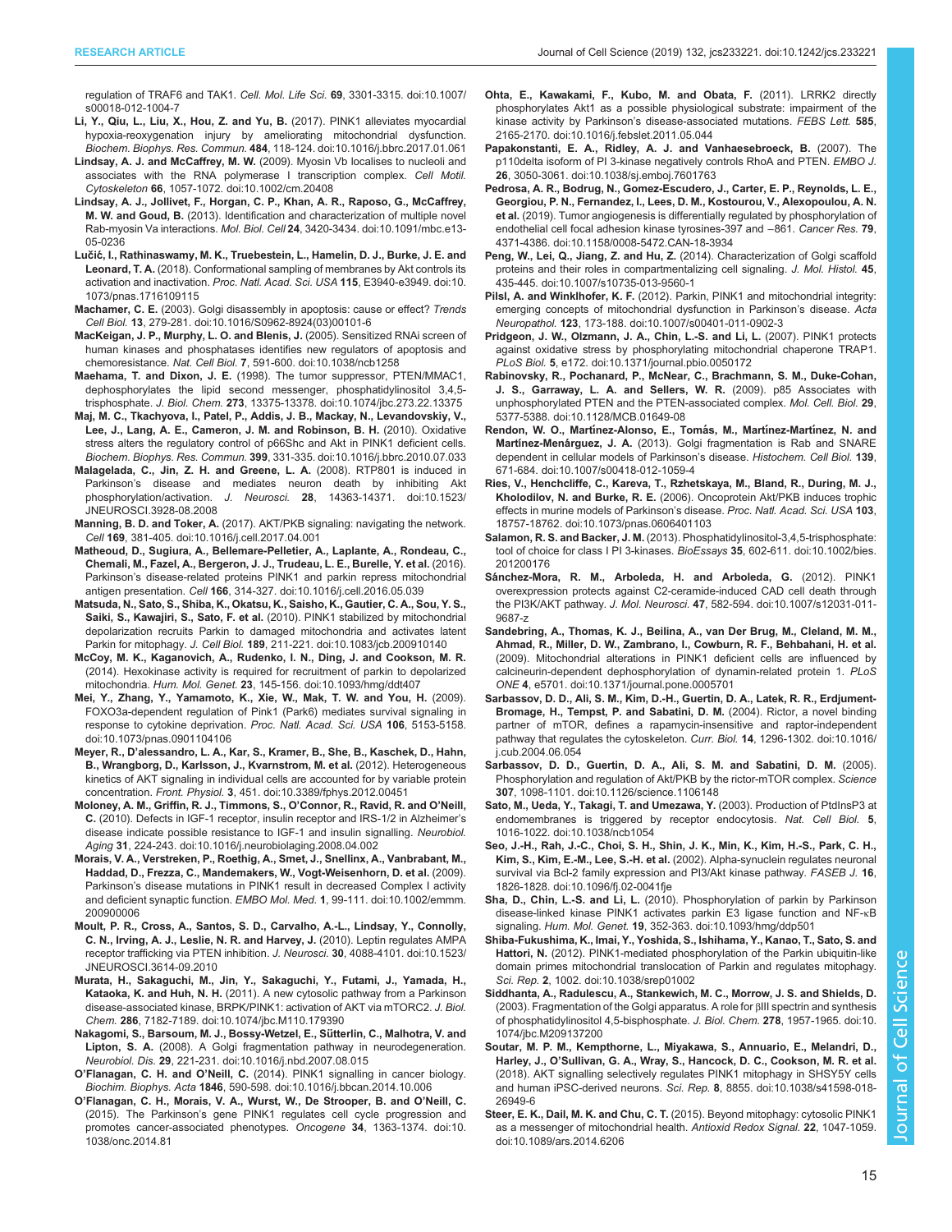regulation of TRAF6 and TAK1. *Cell. Mol. Life Sci.* **69**, 3301-3315. doi:10.1007/s00018-012-1004-7

**Li, Y., Qiu, L., Liu, X., Hou, Z. and Yu, B.** (2017). PINK1 alleviates myocardial hypoxia-reoxygenation injury by ameliorating mitochondrial dysfunction. *Biochem. Biophys. Res. Commun.* **484**, 118-124. doi:10.1016/j.bbrc.2017.01.061

**Lindsay, A. J. and McCaffrey, M. W.** (2009). Myosin Vb localises to nucleoli and associates with the RNA polymerase I transcription complex. *Cell Motil. Cytoskeleton* **66**, 1057-1072. doi:10.1002/cm.20408

**Lindsay, A. J., Jollivet, F., Horgan, C. P., Khan, A. R., Raposo, G., McCaffrey, M. W. and Goud, B.** (2013). Identification and characterization of multiple novel Rab-myosin Va interactions. *Mol. Biol. Cell* **24**, 3420-3434. doi:10.1091/mbc.e13-05-0236

**Lučić, I., Rathinaswamy, M. K., Truebestein, L., Hamelin, D. J., Burke, J. E. and Leonard, T. A.** (2018). Conformational sampling of membranes by Akt controls its activation and inactivation. *Proc. Natl. Acad. Sci. USA* **115**, E3940-e3949. doi:10.1073/pnas.1716109115

**Machamer, C. E.** (2003). Golgi disassembly in apoptosis: cause or effect? *Trends Cell Biol.* **13**, 279-281. doi:10.1016/S0962-8924(03)00101-6

**MacKeigan, J. P., Murphy, L. O. and Blenis, J.** (2005). Sensitized RNAi screen of human kinases and phosphatases identifies new regulators of apoptosis and chemoresistance. *Nat. Cell Biol.* **7**, 591-600. doi:10.1038/ncb1258

**Maehama, T. and Dixon, J. E.** (1998). The tumor suppressor, PTEN/MMAC1, dephosphorylates the lipid second messenger, phosphatidylinositol 3,4,5-trisphosphate. *J. Biol. Chem.* **273**, 13375-13378. doi:10.1074/jbc.273.22.13375

**Maj, M. C., Tkachyova, I., Patel, P., Addis, J. B., Mackay, N., Levandovskiy, V., Lee, J., Lang, A. E., Cameron, J. M. and Robinson, B. H.** (2010). Oxidative stress alters the regulatory control of p66Shc and Akt in PINK1 deficient cells. *Biochem. Biophys. Res. Commun.* **399**, 331-335. doi:10.1016/j.bbrc.2010.07.033

**Malagelada, C., Jin, Z. H. and Greene, L. A.** (2008). RTP801 is induced in Parkinson's disease and mediates neuron death by inhibiting Akt phosphorylation/activation. *J. Neurosci.* **28**, 14363-14371. doi:10.1523/JNEUROSCI.3928-08.2008

**Manning, B. D. and Toker, A.** (2017). AKT/PKB signaling: navigating the network. *Cell* **169**, 381-405. doi:10.1016/j.cell.2017.04.001

**Matheoud, D., Sugiura, A., Bellemare-Pelletier, A., Laplante, A., Rondeau, C., Chemali, M., Fazel, A., Bergeron, J. J., Trudeau, L. E., Burelle, Y. et al.** (2016). Parkinson's disease-related proteins PINK1 and parkin repress mitochondrial antigen presentation. *Cell* **166**, 314-327. doi:10.1016/j.cell.2016.05.039

**Matsuda, N., Sato, S., Shiba, K., Okatsu, K., Saisho, K., Gautier, C. A., Sou, Y. S., Saiki, S., Kawajiri, S., Sato, F. et al.** (2010). PINK1 stabilized by mitochondrial depolarization recruits Parkin to damaged mitochondria and activates latent Parkin for mitophagy. *J. Cell Biol.* **189**, 211-221. doi:10.1083/jcb.200910140

**McCoy, M. K., Kaganovich, A., Rudenko, I. N., Ding, J. and Cookson, M. R.** (2014). Hexokinase activity is required for recruitment of parkin to depolarized mitochondria. *Hum. Mol. Genet.* **23**, 145-156. doi:10.1093/hmg/ddt407

**Mei, Y., Zhang, Y., Yamamoto, K., Xie, W., Mak, T. W. and You, H.** (2009). FOXO3a-dependent regulation of Pink1 (Park6) mediates survival signaling in response to cytokine deprivation. *Proc. Natl. Acad. Sci. USA* **106**, 5153-5158. doi:10.1073/pnas.0901104106

**Meyer, R., D'alessandro, L. A., Kar, S., Kramer, B., She, B., Kaschek, D., Hahn, B., Wrangborg, D., Karlsson, J., Kvarnstrom, M. et al.** (2012). Heterogeneous kinetics of AKT signaling in individual cells are accounted for by variable protein concentration. *Front. Physiol.* **3**, 451. doi:10.3389/fphys.2012.00451

**Moloney, A. M., Griffin, R. J., Timmons, S., O'Connor, R., Ravid, R. and O'Neill, C.** (2010). Defects in IGF-1 receptor, insulin receptor and IRS-1/2 in Alzheimer's disease indicate possible resistance to IGF-1 and insulin signalling. *Neurobiol. Aging* **31**, 224-243. doi:10.1016/j.neurobiolaging.2008.04.002

**Morais, V. A., Verstreken, P., Roethig, A., Smet, J., Snellinx, A., Vanbrabant, M., Haddad, D., Frezza, C., Mandemakers, W., Vogt-Weisenhorn, D. et al.** (2009). Parkinson's disease mutations in PINK1 result in decreased Complex I activity and deficient synaptic function. *EMBO Mol. Med.* **1**, 99-111. doi:10.1002/emmm.200900006

**Moult, P. R., Cross, A., Santos, S. D., Carvalho, A.-L., Lindsay, Y., Connolly, C. N., Irving, A. J., Leslie, N. R. and Harvey, J.** (2010). Leptin regulates AMPA receptor trafficking via PTEN inhibition. *J. Neurosci.* **30**, 4088-4101. doi:10.1523/JNEUROSCI.3614-09.2010

**Murata, H., Sakaguchi, M., Jin, Y., Sakaguchi, Y., Futami, J., Yamada, H., Kataoka, K. and Huh, N. H.** (2011). A new cytosolic pathway from a Parkinson disease-associated kinase, BRPK/PINK1: activation of AKT via mTORC2. *J. Biol. Chem.* **286**, 7182-7189. doi:10.1074/jbc.M110.179390

**Nakagomi, S., Barsoum, M. J., Bossy-Wetzel, E., Sütterlin, C., Malhotra, V. and Lipton, S. A.** (2008). A Golgi fragmentation pathway in neurodegeneration. *Neurobiol. Dis.* **29**, 221-231. doi:10.1016/j.nbd.2007.08.015

**O'Flanagan, C. H. and O'Neill, C.** (2014). PINK1 signalling in cancer biology. *Biochim. Biophys. Acta* **1846**, 590-598. doi:10.1016/j.bbcan.2014.10.006

**O'Flanagan, C. H., Morais, V. A., Wurst, W., De Strooper, B. and O'Neill, C.** (2015). The Parkinson's gene PINK1 regulates cell cycle progression and promotes cancer-associated phenotypes. *Oncogene* **34**, 1363-1374. doi:10.1038/onc.2014.81

**Ohta, E., Kawakami, F., Kubo, M. and Obata, F.** (2011). LRRK2 directly phosphorylates Akt1 as a possible physiological substrate: impairment of the kinase activity by Parkinson's disease-associated mutations. *FEBS Lett.* **585**, 2165-2170. doi:10.1016/j.febslet.2011.05.044

**Papakonstanti, E. A., Ridley, A. J. and Vanhaesebroeck, B.** (2007). The p110delta isoform of PI 3-kinase negatively controls RhoA and PTEN. *EMBO J.* **26**, 3050-3061. doi:10.1038/sj.emboj.7601763

**Pedrosa, A. R., Bodrug, N., Gomez-Escudero, J., Carter, E. P., Reynolds, L. E., Georgiou, P. N., Fernandez, I., Lees, D. M., Kostourou, V., Alexopoulou, A. N. et al.** (2019). Tumor angiogenesis is differentially regulated by phosphorylation of endothelial cell focal adhesion kinase tyrosines-397 and −861. *Cancer Res.* **79**, 4371-4386. doi:10.1158/0008-5472.CAN-18-3934

**Peng, W., Lei, Q., Jiang, Z. and Hu, Z.** (2014). Characterization of Golgi scaffold proteins and their roles in compartmentalizing cell signaling. *J. Mol. Histol.* **45**, 435-445. doi:10.1007/s10735-013-9560-1

**Pilsl, A. and Winklhofer, K. F.** (2012). Parkin, PINK1 and mitochondrial integrity: emerging concepts of mitochondrial dysfunction in Parkinson's disease. *Acta Neuropathol.* **123**, 173-188. doi:10.1007/s00401-011-0902-3

**Pridgeon, J. W., Olzmann, J. A., Chin, L.-S. and Li, L.** (2007). PINK1 protects against oxidative stress by phosphorylating mitochondrial chaperone TRAP1. *PLoS Biol.* **5**, e172. doi:10.1371/journal.pbio.0050172

**Rabinovsky, R., Pochanard, P., McNear, C., Brachmann, S. M., Duke-Cohan, J. S., Garraway, L. A. and Sellers, W. R.** (2009). p85 Associates with unphosphorylated PTEN and the PTEN-associated complex. *Mol. Cell. Biol.* **29**, 5377-5388. doi:10.1128/MCB.01649-08

**Rendon, W. O., Martínez-Alonso, E., Tomás, M., Martínez-Martínez, N. and Martínez-Menárguez, J. A.** (2013). Golgi fragmentation is Rab and SNARE dependent in cellular models of Parkinson's disease. *Histochem. Cell Biol.* **139**, 671-684. doi:10.1007/s00418-012-1059-4

**Ries, V., Henchcliffe, C., Kareva, T., Rzhetskaya, M., Bland, R., During, M. J., Kholodilov, N. and Burke, R. E.** (2006). Oncoprotein Akt/PKB induces trophic effects in murine models of Parkinson's disease. *Proc. Natl. Acad. Sci. USA* **103**, 18757-18762. doi:10.1073/pnas.0606401103

**Salamon, R. S. and Backer, J. M.** (2013). Phosphatidylinositol-3,4,5-trisphosphate: tool of choice for class I PI 3-kinases. *BioEssays* **35**, 602-611. doi:10.1002/bies.201200176

**Sánchez-Mora, R. M., Arboleda, H. and Arboleda, G.** (2012). PINK1 overexpression protects against C2-ceramide-induced CAD cell death through the PI3K/AKT pathway. *J. Mol. Neurosci.* **47**, 582-594. doi:10.1007/s12031-011-9687-z

**Sandebring, A., Thomas, K. J., Beilina, A., van Der Brug, M., Cleland, M. M., Ahmad, R., Miller, D. W., Zambrano, I., Cowburn, R. F., Behbahani, H. et al.** (2009). Mitochondrial alterations in PINK1 deficient cells are influenced by calcineurin-dependent dephosphorylation of dynamin-related protein 1. *PLoS ONE* **4**, e5701. doi:10.1371/journal.pone.0005701

**Sarbassov, D. D., Ali, S. M., Kim, D.-H., Guertin, D. A., Latek, R. R., Erdjument-Bromage, H., Tempst, P. and Sabatini, D. M.** (2004). Rictor, a novel binding partner of mTOR, defines a rapamycin-insensitive and raptor-independent pathway that regulates the cytoskeleton. *Curr. Biol.* **14**, 1296-1302. doi:10.1016/j.cub.2004.06.054

**Sarbassov, D. D., Guertin, D. A., Ali, S. M. and Sabatini, D. M.** (2005). Phosphorylation and regulation of Akt/PKB by the rictor-mTOR complex. *Science* **307**, 1098-1101. doi:10.1126/science.1106148

**Sato, M., Ueda, Y., Takagi, T. and Umezawa, Y.** (2003). Production of PtdInsP3 at endomembranes is triggered by receptor endocytosis. *Nat. Cell Biol.* **5**, 1016-1022. doi:10.1038/ncb1054

**Seo, J.-H., Rah, J.-C., Choi, S. H., Shin, J. K., Min, K., Kim, H.-S., Park, C. H., Kim, S., Kim, E.-M., Lee, S.-H. et al.** (2002). Alpha-synuclein regulates neuronal survival via Bcl-2 family expression and PI3/Akt kinase pathway. *FASEB J.* **16**, 1826-1828. doi:10.1096/fj.02-0041fje

**Sha, D., Chin, L.-S. and Li, L.** (2010). Phosphorylation of parkin by Parkinson disease-linked kinase PINK1 activates parkin E3 ligase function and NF-κB signaling. *Hum. Mol. Genet.* **19**, 352-363. doi:10.1093/hmg/ddp501

**Shiba-Fukushima, K., Imai, Y., Yoshida, S., Ishihama, Y., Kanao, T., Sato, S. and Hattori, N.** (2012). PINK1-mediated phosphorylation of the Parkin ubiquitin-like domain primes mitochondrial translocation of Parkin and regulates mitophagy. *Sci. Rep.* **2**, 1002. doi:10.1038/srep01002

**Siddhanta, A., Radulescu, A., Stankewich, M. C., Morrow, J. S. and Shields, D.** (2003). Fragmentation of the Golgi apparatus. A role for βIII spectrin and synthesis of phosphatidylinositol 4,5-bisphosphate. *J. Biol. Chem.* **278**, 1957-1965. doi:10.1074/jbc.M209137200

**Soutar, M. P. M., Kempthorne, L., Miyakawa, S., Annuario, E., Melandri, D., Harley, J., O'Sullivan, G. A., Wray, S., Hancock, D. C., Cookson, M. R. et al.** (2018). AKT signalling selectively regulates PINK1 mitophagy in SHSY5Y cells and human iPSC-derived neurons. *Sci. Rep.* **8**, 8855. doi:10.1038/s41598-018-26949-6

**Steer, E. K., Dail, M. K. and Chu, C. T.** (2015). Beyond mitophagy: cytosolic PINK1 as a messenger of mitochondrial health. *Antioxid Redox Signal.* **22**, 1047-1059. doi:10.1089/ars.2014.6206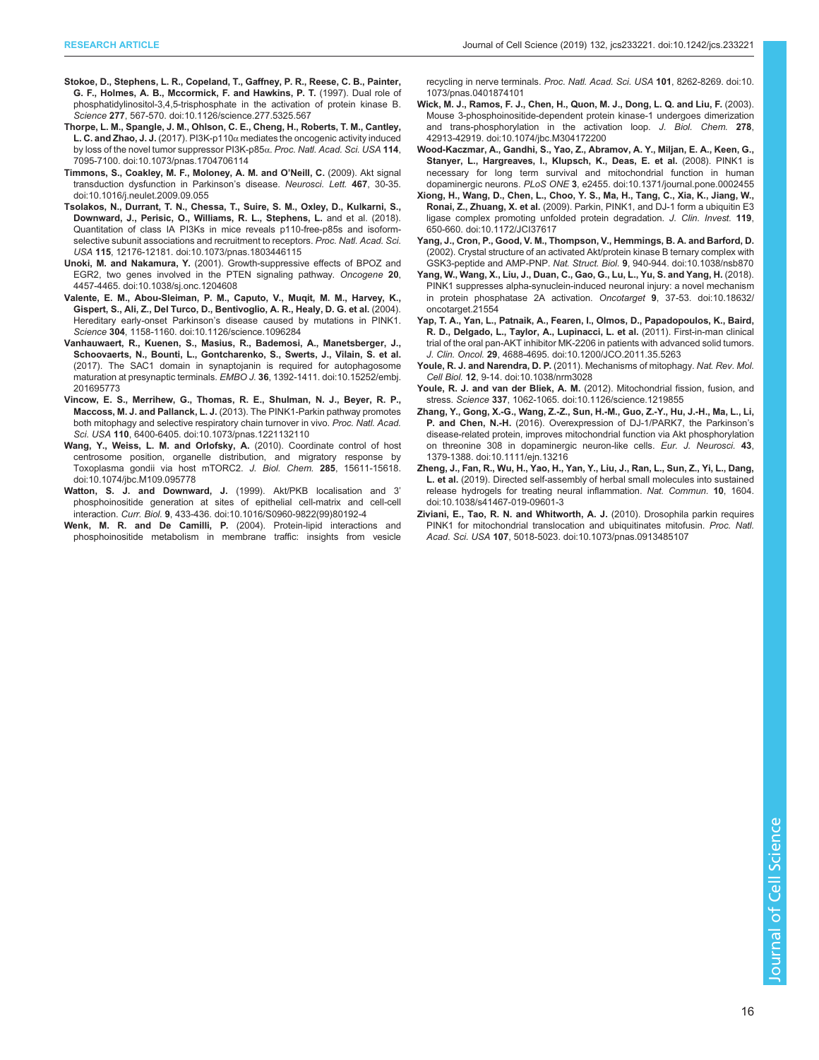**Stokoe, D., Stephens, L. R., Copeland, T., Gaffney, P. R., Reese, C. B., Painter, G. F., Holmes, A. B., Mccormick, F. and Hawkins, P. T.** (1997). Dual role of phosphatidylinositol-3,4,5-trisphosphate in the activation of protein kinase B. *Science* **277**, 567-570. doi:10.1126/science.277.5325.567

**Thorpe, L. M., Spangle, J. M., Ohlson, C. E., Cheng, H., Roberts, T. M., Cantley, L. C. and Zhao, J. J.** (2017). PI3K-p110α mediates the oncogenic activity induced by loss of the novel tumor suppressor PI3K-p85α. *Proc. Natl. Acad. Sci. USA* **114**, 7095-7100. doi:10.1073/pnas.1704706114

**Timmons, S., Coakley, M. F., Moloney, A. M. and O'Neill, C.** (2009). Akt signal transduction dysfunction in Parkinson's disease. *Neurosci. Lett.* **467**, 30-35. doi:10.1016/j.neulet.2009.09.055

**Tsolakos, N., Durrant, T. N., Chessa, T., Suire, S. M., Oxley, D., Kulkarni, S., Downward, J., Perisic, O., Williams, R. L., Stephens, L.** and et al. (2018). Quantitation of class IA PI3Ks in mice reveals p110-free-p85s and isoform-selective subunit associations and recruitment to receptors. *Proc. Natl. Acad. Sci. USA* **115**, 12176-12181. doi:10.1073/pnas.1803446115

**Unoki, M. and Nakamura, Y.** (2001). Growth-suppressive effects of BPOZ and EGR2, two genes involved in the PTEN signaling pathway. *Oncogene* **20**, 4457-4465. doi:10.1038/sj.onc.1204608

**Valente, E. M., Abou-Sleiman, P. M., Caputo, V., Muqit, M. M., Harvey, K., Gispert, S., Ali, Z., Del Turco, D., Bentivoglio, A. R., Healy, D. G. et al.** (2004). Hereditary early-onset Parkinson's disease caused by mutations in PINK1. *Science* **304**, 1158-1160. doi:10.1126/science.1096284

**Vanhauwaert, R., Kuenen, S., Masius, R., Bademosi, A., Manetsberger, J., Schoovaerts, N., Bounti, L., Gontcharenko, S., Swerts, J., Vilain, S. et al.** (2017). The SAC1 domain in synaptojanin is required for autophagosome maturation at presynaptic terminals. *EMBO J.* **36**, 1392-1411. doi:10.15252/embj.201695773

**Vincow, E. S., Merrihew, G., Thomas, R. E., Shulman, N. J., Beyer, R. P., Maccoss, M. J. and Pallanck, L. J.** (2013). The PINK1-Parkin pathway promotes both mitophagy and selective respiratory chain turnover in vivo. *Proc. Natl. Acad. Sci. USA* **110**, 6400-6405. doi:10.1073/pnas.1221132110

**Wang, Y., Weiss, L. M. and Orlofsky, A.** (2010). Coordinate control of host centrosome position, organelle distribution, and migratory response by Toxoplasma gondii via host mTORC2. *J. Biol. Chem.* **285**, 15611-15618. doi:10.1074/jbc.M109.095778

**Watton, S. J. and Downward, J.** (1999). Akt/PKB localisation and 3' phosphoinositide generation at sites of epithelial cell-matrix and cell-cell interaction. *Curr. Biol.* **9**, 433-436. doi:10.1016/S0960-9822(99)80192-4

**Wenk, M. R. and De Camilli, P.** (2004). Protein-lipid interactions and phosphoinositide metabolism in membrane traffic: insights from vesicle recycling in nerve terminals. *Proc. Natl. Acad. Sci. USA* **101**, 8262-8269. doi:10.1073/pnas.0401874101

**Wick, M. J., Ramos, F. J., Chen, H., Quon, M. J., Dong, L. Q. and Liu, F.** (2003). Mouse 3-phosphoinositide-dependent protein kinase-1 undergoes dimerization and trans-phosphorylation in the activation loop. *J. Biol. Chem.* **278**, 42913-42919. doi:10.1074/jbc.M304172200

**Wood-Kaczmar, A., Gandhi, S., Yao, Z., Abramov, A. Y., Miljan, E. A., Keen, G., Stanyer, L., Hargreaves, I., Klupsch, K., Deas, E. et al.** (2008). PINK1 is necessary for long term survival and mitochondrial function in human dopaminergic neurons. *PLoS ONE* **3**, e2455. doi:10.1371/journal.pone.0002455

**Xiong, H., Wang, D., Chen, L., Choo, Y. S., Ma, H., Tang, C., Xia, K., Jiang, W., Ronai, Z., Zhuang, X. et al.** (2009). Parkin, PINK1, and DJ-1 form a ubiquitin E3 ligase complex promoting unfolded protein degradation. *J. Clin. Invest.* **119**, 650-660. doi:10.1172/JCI37617

**Yang, J., Cron, P., Good, V. M., Thompson, V., Hemmings, B. A. and Barford, D.** (2002). Crystal structure of an activated Akt/protein kinase B ternary complex with GSK3-peptide and AMP-PNP. *Nat. Struct. Biol.* **9**, 940-944. doi:10.1038/nsb870

**Yang, W., Wang, X., Liu, J., Duan, C., Gao, G., Lu, L., Yu, S. and Yang, H.** (2018). PINK1 suppresses alpha-synuclein-induced neuronal injury: a novel mechanism in protein phosphatase 2A activation. *Oncotarget* **9**, 37-53. doi:10.18632/oncotarget.21554

**Yap, T. A., Yan, L., Patnaik, A., Fearen, I., Olmos, D., Papadopoulos, K., Baird, R. D., Delgado, L., Taylor, A., Lupinacci, L. et al.** (2011). First-in-man clinical trial of the oral pan-AKT inhibitor MK-2206 in patients with advanced solid tumors. *J. Clin. Oncol.* **29**, 4688-4695. doi:10.1200/JCO.2011.35.5263

**Youle, R. J. and Narendra, D. P.** (2011). Mechanisms of mitophagy. *Nat. Rev. Mol. Cell Biol.* **12**, 9-14. doi:10.1038/nrm3028

**Youle, R. J. and van der Bliek, A. M.** (2012). Mitochondrial fission, fusion, and stress. *Science* **337**, 1062-1065. doi:10.1126/science.1219855

**Zhang, Y., Gong, X.-G., Wang, Z.-Z., Sun, H.-M., Guo, Z.-Y., Hu, J.-H., Ma, L., Li, P. and Chen, N.-H.** (2016). Overexpression of DJ-1/PARK7, the Parkinson's disease-related protein, improves mitochondrial function via Akt phosphorylation on threonine 308 in dopaminergic neuron-like cells. *Eur. J. Neurosci.* **43**, 1379-1388. doi:10.1111/ejn.13216

**Zheng, J., Fan, R., Wu, H., Yao, H., Yan, Y., Liu, J., Ran, L., Sun, Z., Yi, L., Dang, L. et al.** (2019). Directed self-assembly of herbal small molecules into sustained release hydrogels for treating neural inflammation. *Nat. Commun.* **10**, 1604. doi:10.1038/s41467-019-09601-3

**Ziviani, E., Tao, R. N. and Whitworth, A. J.** (2010). Drosophila parkin requires PINK1 for mitochondrial translocation and ubiquitinates mitofusin. *Proc. Natl. Acad. Sci. USA* **107**, 5018-5023. doi:10.1073/pnas.0913485107